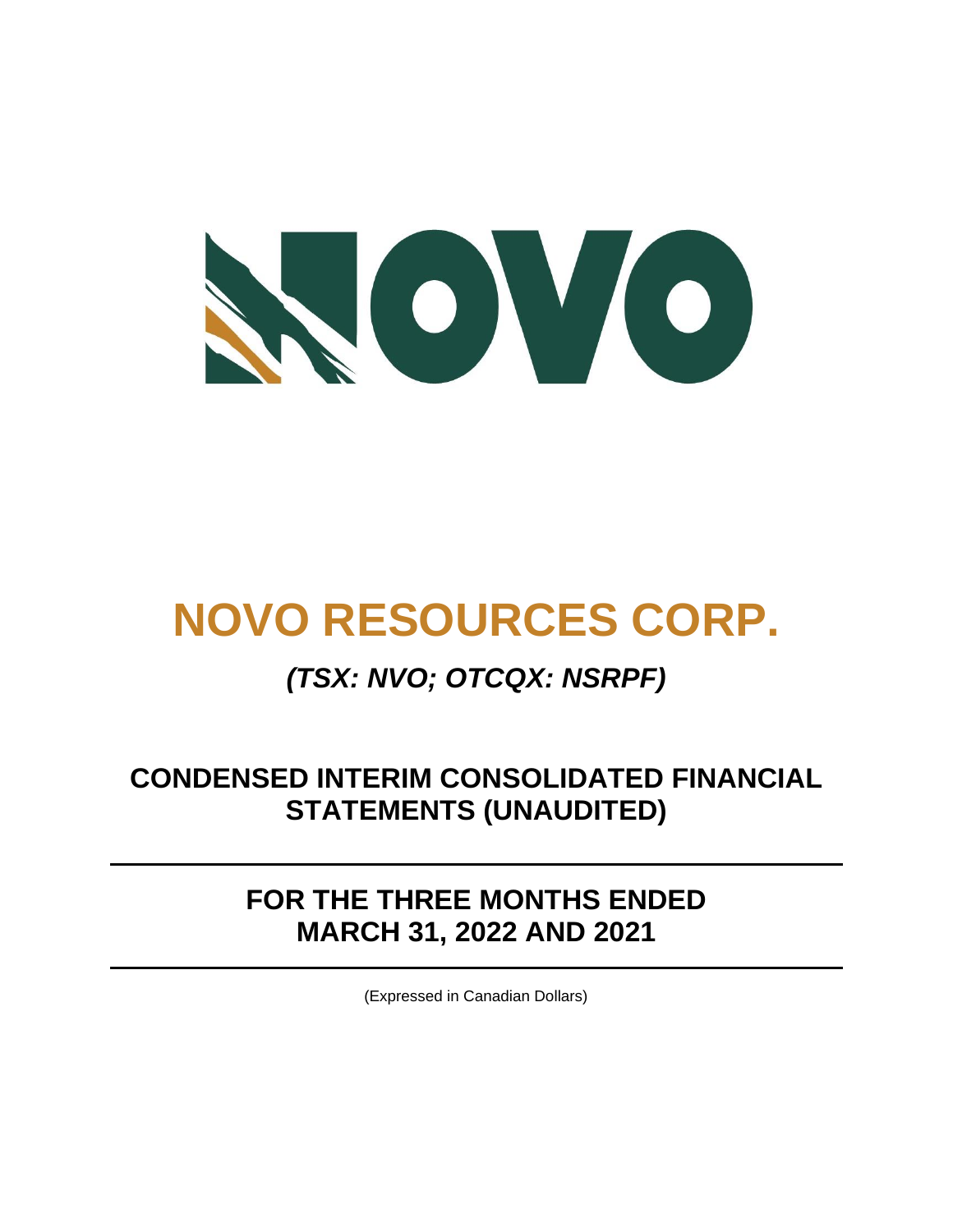# NOVO RESOURCES CORP.

## *(TSX: NVO; OTCQX: NSRPF)*

## CONDENSED INTERIM CONSOLIDATED FINANCIAL STATEMENTS (UNAUDITED)

## FOR THE THREE MONTHS ENDED MARCH 31, 2022 AND 2021

(Expressed in Canadian Dollars)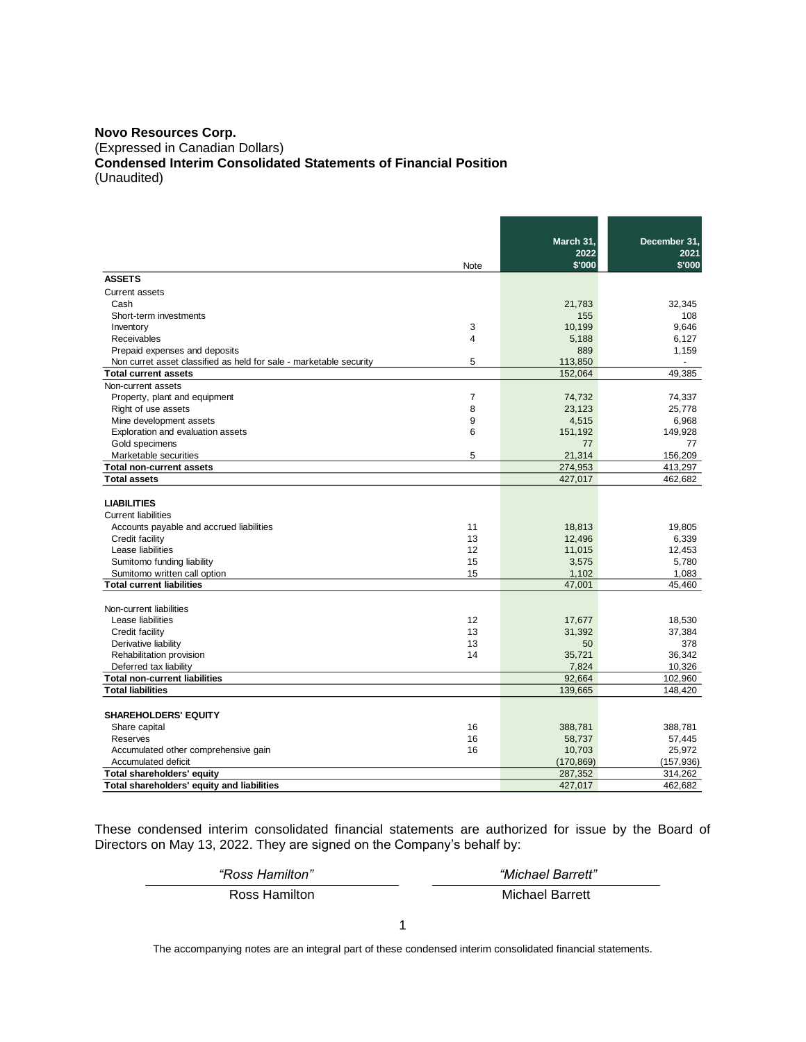**Novo Resources Corp.**
(Expressed in Canadian Dollars)
**Condensed Interim Consolidated Statements of Financial Position**
(Unaudited)

| | Note | March 31, 2022 $'000 | December 31, 2021 $'000 |
|---|---|---|---|
| **ASSETS** | | | |
| Current assets | | | |
| Cash | | 21,783 | 32,345 |
| Short-term investments | | 155 | 108 |
| Inventory | 3 | 10,199 | 9,646 |
| Receivables | 4 | 5,188 | 6,127 |
| Prepaid expenses and deposits | | 889 | 1,159 |
| Non curret asset classified as held for sale - marketable security | 5 | 113,850 | - |
| **Total current assets** | | 152,064 | 49,385 |
| Non-current assets | | | |
| Property, plant and equipment | 7 | 74,732 | 74,337 |
| Right of use assets | 8 | 23,123 | 25,778 |
| Mine development assets | 9 | 4,515 | 6,968 |
| Exploration and evaluation assets | 6 | 151,192 | 149,928 |
| Gold specimens | | 77 | 77 |
| Marketable securities | 5 | 21,314 | 156,209 |
| **Total non-current assets** | | 274,953 | 413,297 |
| **Total assets** | | 427,017 | 462,682 |
| | | | |
| **LIABILITIES** | | | |
| Current liabilities | | | |
| Accounts payable and accrued liabilities | 11 | 18,813 | 19,805 |
| Credit facility | 13 | 12,496 | 6,339 |
| Lease liabilities | 12 | 11,015 | 12,453 |
| Sumitomo funding liability | 15 | 3,575 | 5,780 |
| Sumitomo written call option | 15 | 1,102 | 1,083 |
| **Total current liabilities** | | 47,001 | 45,460 |
| | | | |
| Non-current liabilities | | | |
| Lease liabilities | 12 | 17,677 | 18,530 |
| Credit facility | 13 | 31,392 | 37,384 |
| Derivative liability | 13 | 50 | 378 |
| Rehabilitation provision | 14 | 35,721 | 36,342 |
| Deferred tax liability | | 7,824 | 10,326 |
| **Total non-current liabilities** | | 92,664 | 102,960 |
| **Total liabilities** | | 139,665 | 148,420 |
| | | | |
| **SHAREHOLDERS' EQUITY** | | | |
| Share capital | 16 | 388,781 | 388,781 |
| Reserves | 16 | 58,737 | 57,445 |
| Accumulated other comprehensive gain | 16 | 10,703 | 25,972 |
| Accumulated deficit | | (170,869) | (157,936) |
| **Total shareholders' equity** | | 287,352 | 314,262 |
| **Total shareholders' equity and liabilities** | | 427,017 | 462,682 |

These condensed interim consolidated financial statements are authorized for issue by the Board of Directors on May 13, 2022. They are signed on the Company's behalf by:

| *"Ross Hamilton"* | *"Michael Barrett"* |
|---|---|
| Ross Hamilton | Michael Barrett |

The accompanying notes are an integral part of these condensed interim consolidated financial statements.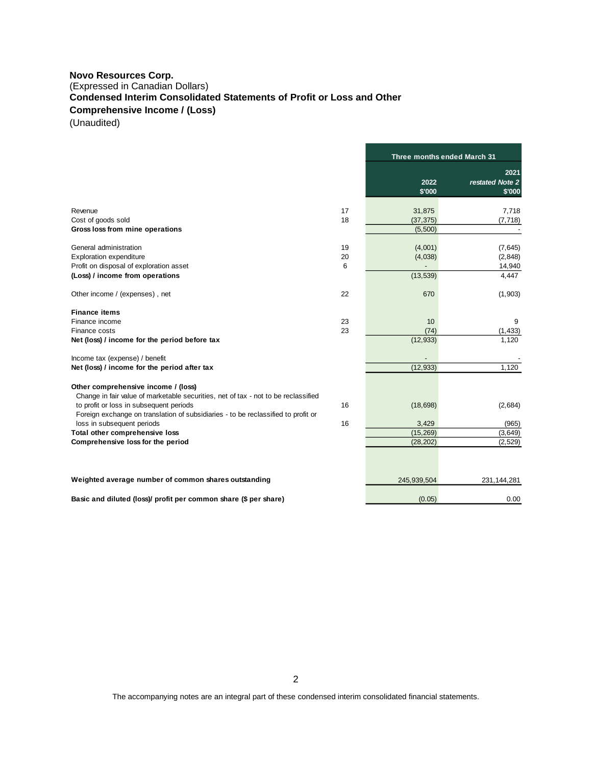**Novo Resources Corp.**
(Expressed in Canadian Dollars)
**Condensed Interim Consolidated Statements of Profit or Loss and Other Comprehensive Income / (Loss)**
(Unaudited)

| | | Three months ended March 31 | |
|---|---|---|---|
| | | 2022 $'000 | 2021 *restated Note 2* $'000 |
| Revenue | 17 | 31,875 | 7,718 |
| Cost of goods sold | 18 | (37,375) | (7,718) |
| **Gross loss from mine operations** | | (5,500) | - |
| General administration | 19 | (4,001) | (7,645) |
| Exploration expenditure | 20 | (4,038) | (2,848) |
| Profit on disposal of exploration asset | 6 | - | 14,940 |
| **(Loss) / income from operations** | | (13,539) | 4,447 |
| Other income / (expenses) , net | 22 | 670 | (1,903) |
| **Finance items** | | | |
| Finance income | 23 | 10 | 9 |
| Finance costs | 23 | (74) | (1,433) |
| **Net (loss) / income for the period before tax** | | (12,933) | 1,120 |
| Income tax (expense) / benefit | | - | - |
| **Net (loss) / income for the period after tax** | | (12,933) | 1,120 |
| **Other comprehensive income / (loss)** | | | |
| Change in fair value of marketable securities, net of tax - not to be reclassified to profit or loss in subsequent periods | 16 | (18,698) | (2,684) |
| Foreign exchange on translation of subsidiaries - to be reclassified to profit or loss in subsequent periods | 16 | 3,429 | (965) |
| **Total other comprehensive loss** | | (15,269) | (3,649) |
| **Comprehensive loss for the period** | | (28,202) | (2,529) |
| **Weighted average number of common shares outstanding** | | 245,939,504 | 231,144,281 |
| **Basic and diluted (loss)/ profit per common share ($ per share)** | | (0.05) | 0.00 |

The accompanying notes are an integral part of these condensed interim consolidated financial statements.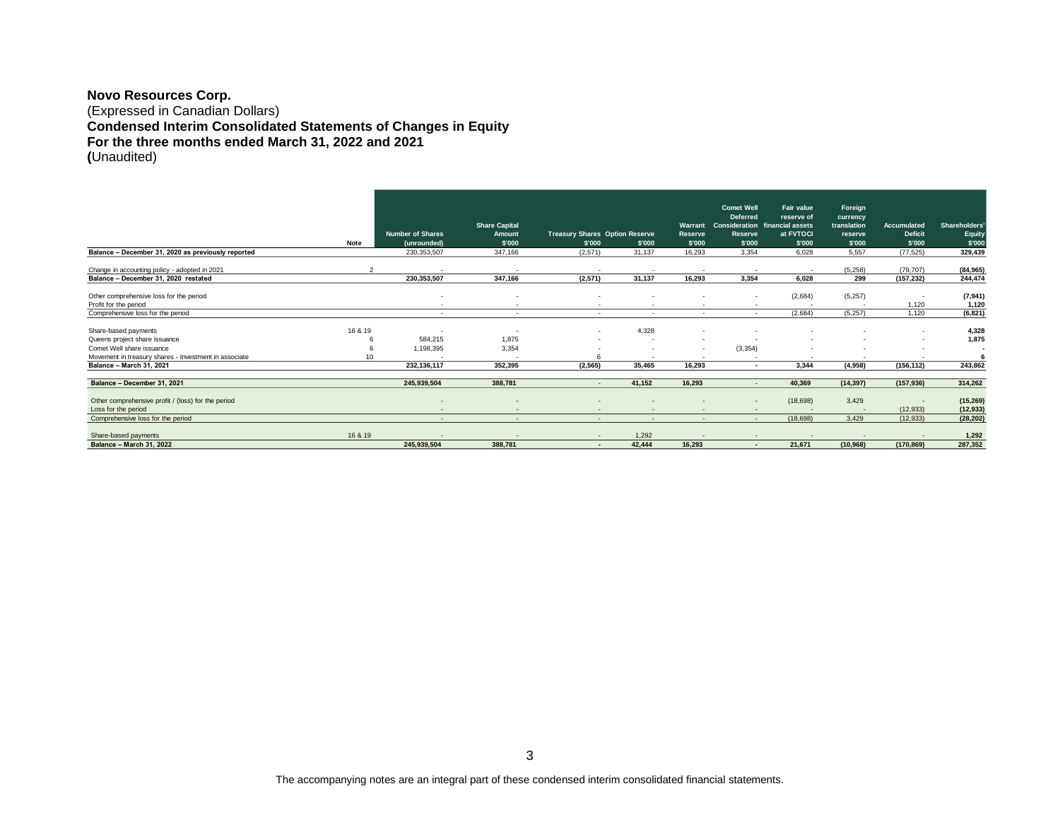**Novo Resources Corp.**
(Expressed in Canadian Dollars)
**Condensed Interim Consolidated Statements of Changes in Equity**
**For the three months ended March 31, 2022 and 2021**
**(**Unaudited)

| | Note | Number of Shares (unrounded) | Share Capital Amount $'000 | Treasury Shares $'000 | Option Reserve $'000 | Warrant Reserve $'000 | Comet Well Deferred Consideration Reserve $'000 | Fair value reserve of financial assets at FVTOCI $'000 | Foreign currency translation reserve $'000 | Accumulated Deficit $'000 | Shareholders' Equity $'000 |
|---|---|---|---|---|---|---|---|---|---|---|---|
| **Balance – December 31, 2020 as previously reported** | | 230,353,507 | 347,166 | (2,571) | 31,137 | 16,293 | 3,354 | 6,028 | 5,557 | (77,525) | **329,439** |
| Change in accounting policy - adopted in 2021 | 2 | - | - | - | - | - | - | - | (5,258) | (79,707) | **(84,965)** |
| **Balance – December 31, 2020 restated** | | **230,353,507** | **347,166** | **(2,571)** | **31,137** | **16,293** | **3,354** | **6,028** | **299** | **(157,232)** | **244,474** |
| Other comprehensive loss for the period | | - | - | - | - | - | - | (2,684) | (5,257) | - | **(7,941)** |
| Profit for the period | | - | - | - | - | - | - | - | - | 1,120 | **1,120** |
| Comprehensive loss for the period | | - | - | - | - | - | - | (2,684) | (5,257) | 1,120 | **(6,821)** |
| Share-based payments | 16 & 19 | - | - | - | 4,328 | - | - | - | - | - | **4,328** |
| Queens project share issuance | 6 | 584,215 | 1,875 | - | - | - | - | - | - | - | **1,875** |
| Comet Well share issuance | 6 | 1,198,395 | 3,354 | - | - | - | (3,354) | - | - | - | **-** |
| Movement in treasury shares - Investment in associate | 10 | - | - | 6 | - | - | - | - | - | - | **6** |
| **Balance – March 31, 2021** | | **232,136,117** | **352,395** | **(2,565)** | **35,465** | **16,293** | **-** | **3,344** | **(4,958)** | **(156,112)** | **243,862** |
| **Balance – December 31, 2021** | | **245,939,504** | **388,781** | **-** | **41,152** | **16,293** | **-** | **40,369** | **(14,397)** | **(157,936)** | **314,262** |
| Other comprehensive profit / (loss) for the period | | - | - | - | - | - | - | (18,698) | 3,429 | - | **(15,269)** |
| Loss for the period | | - | - | - | - | - | - | - | - | (12,933) | **(12,933)** |
| Comprehensive loss for the period | | - | - | - | - | - | - | (18,698) | 3,429 | (12,933) | **(28,202)** |
| Share-based payments | 16 & 19 | - | - | - | 1,292 | - | - | - | - | - | **1,292** |
| **Balance – March 31, 2022** | | **245,939,504** | **388,781** | **-** | **42,444** | **16,293** | **-** | **21,671** | **(10,968)** | **(170,869)** | **287,352** |

The accompanying notes are an integral part of these condensed interim consolidated financial statements.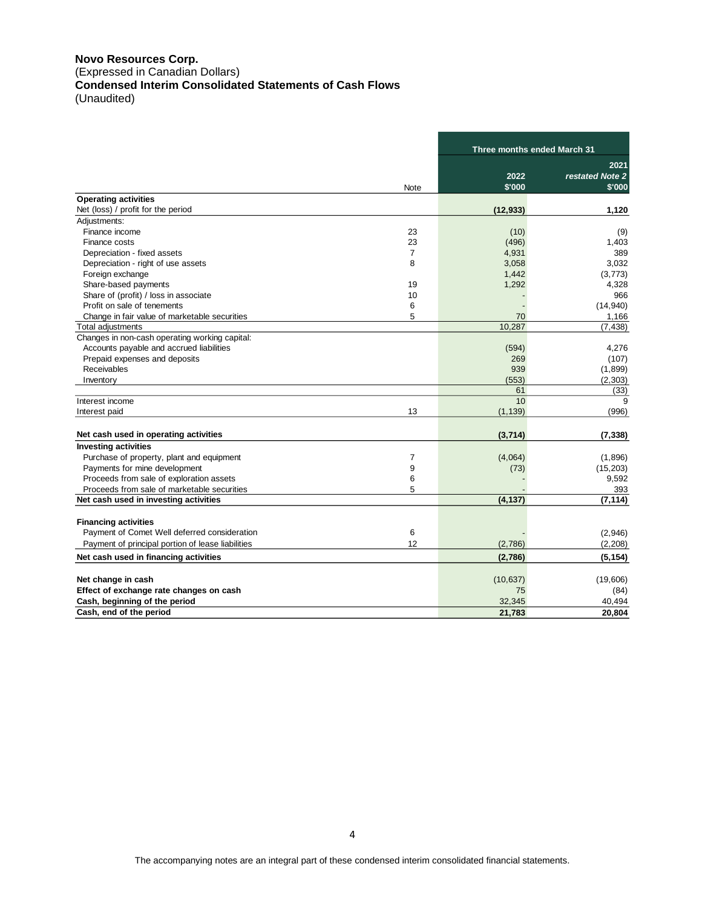**Novo Resources Corp.**
(Expressed in Canadian Dollars)
**Condensed Interim Consolidated Statements of Cash Flows**
(Unaudited)

| | Note | Three months ended March 31 | |
|---|---|---|---|
| | | 2022 | 2021 *restated Note 2* |
| | | $'000 | $'000 |
| **Operating activities** | | | |
| Net (loss) / profit for the period | | **(12,933)** | **1,120** |
| Adjustments: | | | |
| Finance income | 23 | (10) | (9) |
| Finance costs | 23 | (496) | 1,403 |
| Depreciation - fixed assets | 7 | 4,931 | 389 |
| Depreciation - right of use assets | 8 | 3,058 | 3,032 |
| Foreign exchange | | 1,442 | (3,773) |
| Share-based payments | 19 | 1,292 | 4,328 |
| Share of (profit) / loss in associate | 10 | - | 966 |
| Profit on sale of tenements | 6 | - | (14,940) |
| Change in fair value of marketable securities | 5 | 70 | 1,166 |
| Total adjustments | | 10,287 | (7,438) |
| Changes in non-cash operating working capital: | | | |
| Accounts payable and accrued liabilities | | (594) | 4,276 |
| Prepaid expenses and deposits | | 269 | (107) |
| Receivables | | 939 | (1,899) |
| Inventory | | (553) | (2,303) |
| | | 61 | (33) |
| Interest income | | 10 | 9 |
| Interest paid | 13 | (1,139) | (996) |
| **Net cash used in operating activities** | | **(3,714)** | **(7,338)** |
| **Investing activities** | | | |
| Purchase of property, plant and equipment | 7 | (4,064) | (1,896) |
| Payments for mine development | 9 | (73) | (15,203) |
| Proceeds from sale of exploration assets | 6 | - | 9,592 |
| Proceeds from sale of marketable securities | 5 | - | 393 |
| **Net cash used in investing activities** | | **(4,137)** | **(7,114)** |
| **Financing activities** | | | |
| Payment of Comet Well deferred consideration | 6 | - | (2,946) |
| Payment of principal portion of lease liabilities | 12 | (2,786) | (2,208) |
| **Net cash used in financing activities** | | **(2,786)** | **(5,154)** |
| **Net change in cash** | | (10,637) | (19,606) |
| **Effect of exchange rate changes on cash** | | 75 | (84) |
| **Cash, beginning of the period** | | 32,345 | 40,494 |
| **Cash, end of the period** | | **21,783** | **20,804** |

The accompanying notes are an integral part of these condensed interim consolidated financial statements.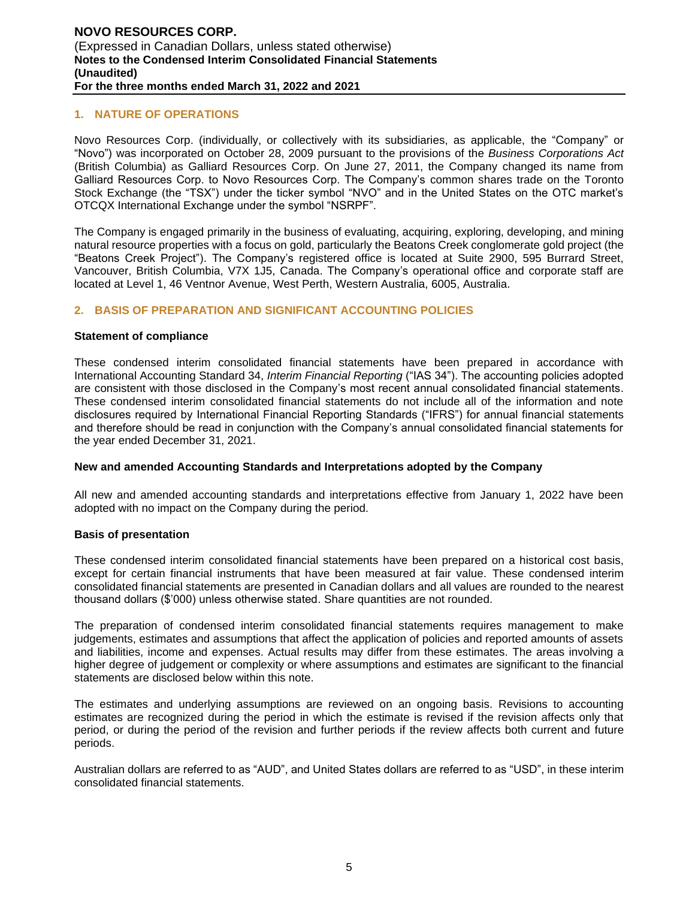## 1. NATURE OF OPERATIONS

Novo Resources Corp. (individually, or collectively with its subsidiaries, as applicable, the "Company" or "Novo") was incorporated on October 28, 2009 pursuant to the provisions of the *Business Corporations Act* (British Columbia) as Galliard Resources Corp. On June 27, 2011, the Company changed its name from Galliard Resources Corp. to Novo Resources Corp. The Company's common shares trade on the Toronto Stock Exchange (the "TSX") under the ticker symbol "NVO" and in the United States on the OTC market's OTCQX International Exchange under the symbol "NSRPF".

The Company is engaged primarily in the business of evaluating, acquiring, exploring, developing, and mining natural resource properties with a focus on gold, particularly the Beatons Creek conglomerate gold project (the "Beatons Creek Project"). The Company's registered office is located at Suite 2900, 595 Burrard Street, Vancouver, British Columbia, V7X 1J5, Canada. The Company's operational office and corporate staff are located at Level 1, 46 Ventnor Avenue, West Perth, Western Australia, 6005, Australia.

## 2. BASIS OF PREPARATION AND SIGNIFICANT ACCOUNTING POLICIES

### Statement of compliance

These condensed interim consolidated financial statements have been prepared in accordance with International Accounting Standard 34, *Interim Financial Reporting* ("IAS 34"). The accounting policies adopted are consistent with those disclosed in the Company's most recent annual consolidated financial statements. These condensed interim consolidated financial statements do not include all of the information and note disclosures required by International Financial Reporting Standards ("IFRS") for annual financial statements and therefore should be read in conjunction with the Company's annual consolidated financial statements for the year ended December 31, 2021.

### New and amended Accounting Standards and Interpretations adopted by the Company

All new and amended accounting standards and interpretations effective from January 1, 2022 have been adopted with no impact on the Company during the period.

### Basis of presentation

These condensed interim consolidated financial statements have been prepared on a historical cost basis, except for certain financial instruments that have been measured at fair value. These condensed interim consolidated financial statements are presented in Canadian dollars and all values are rounded to the nearest thousand dollars ($'000) unless otherwise stated. Share quantities are not rounded.

The preparation of condensed interim consolidated financial statements requires management to make judgements, estimates and assumptions that affect the application of policies and reported amounts of assets and liabilities, income and expenses. Actual results may differ from these estimates. The areas involving a higher degree of judgement or complexity or where assumptions and estimates are significant to the financial statements are disclosed below within this note.

The estimates and underlying assumptions are reviewed on an ongoing basis. Revisions to accounting estimates are recognized during the period in which the estimate is revised if the revision affects only that period, or during the period of the revision and further periods if the review affects both current and future periods.

Australian dollars are referred to as "AUD", and United States dollars are referred to as "USD", in these interim consolidated financial statements.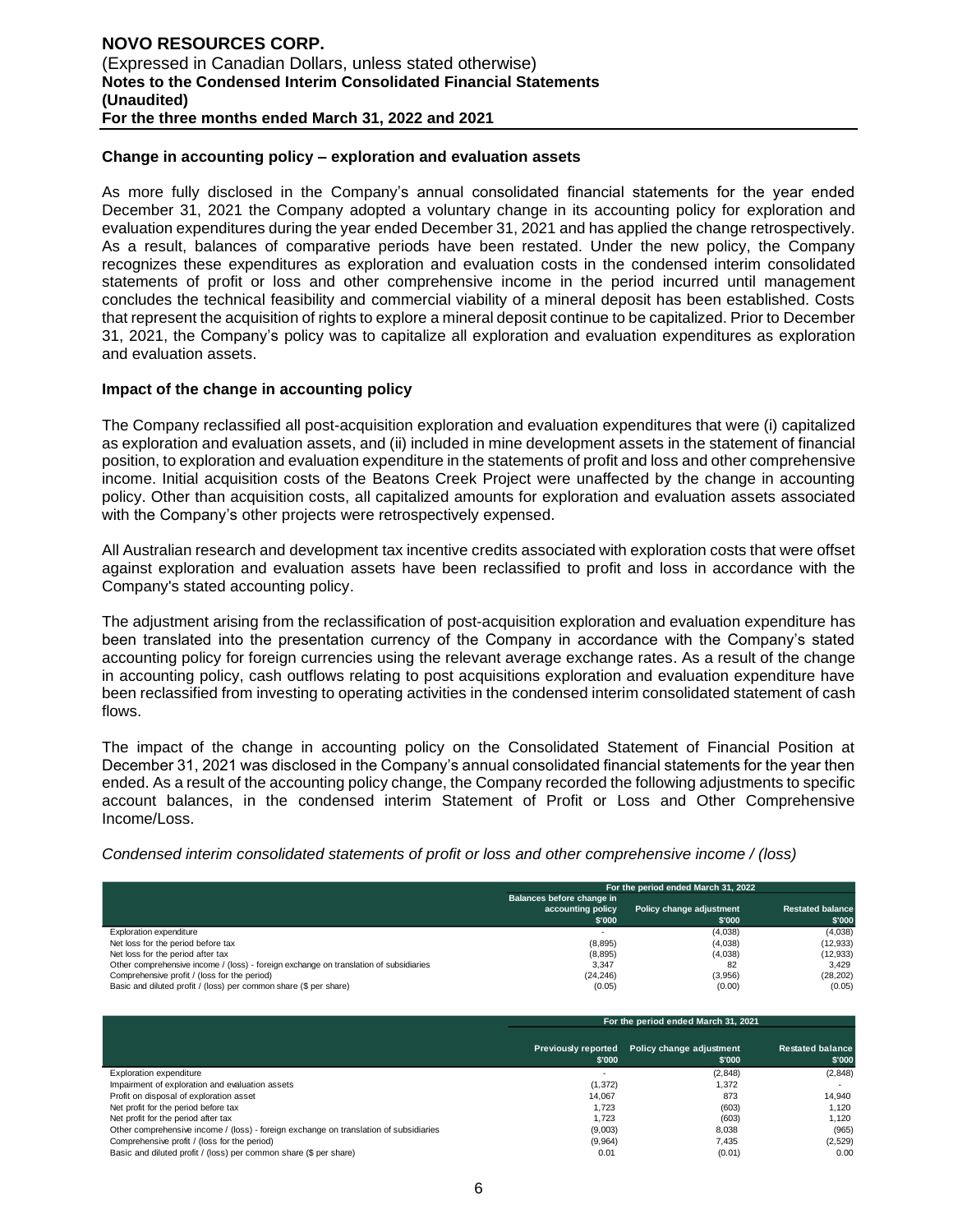### Change in accounting policy – exploration and evaluation assets

As more fully disclosed in the Company's annual consolidated financial statements for the year ended December 31, 2021 the Company adopted a voluntary change in its accounting policy for exploration and evaluation expenditures during the year ended December 31, 2021 and has applied the change retrospectively. As a result, balances of comparative periods have been restated. Under the new policy, the Company recognizes these expenditures as exploration and evaluation costs in the condensed interim consolidated statements of profit or loss and other comprehensive income in the period incurred until management concludes the technical feasibility and commercial viability of a mineral deposit has been established. Costs that represent the acquisition of rights to explore a mineral deposit continue to be capitalized. Prior to December 31, 2021, the Company's policy was to capitalize all exploration and evaluation expenditures as exploration and evaluation assets.

### Impact of the change in accounting policy

The Company reclassified all post-acquisition exploration and evaluation expenditures that were (i) capitalized as exploration and evaluation assets, and (ii) included in mine development assets in the statement of financial position, to exploration and evaluation expenditure in the statements of profit and loss and other comprehensive income. Initial acquisition costs of the Beatons Creek Project were unaffected by the change in accounting policy. Other than acquisition costs, all capitalized amounts for exploration and evaluation assets associated with the Company's other projects were retrospectively expensed.

All Australian research and development tax incentive credits associated with exploration costs that were offset against exploration and evaluation assets have been reclassified to profit and loss in accordance with the Company's stated accounting policy.

The adjustment arising from the reclassification of post-acquisition exploration and evaluation expenditure has been translated into the presentation currency of the Company in accordance with the Company's stated accounting policy for foreign currencies using the relevant average exchange rates. As a result of the change in accounting policy, cash outflows relating to post acquisitions exploration and evaluation expenditure have been reclassified from investing to operating activities in the condensed interim consolidated statement of cash flows.

The impact of the change in accounting policy on the Consolidated Statement of Financial Position at December 31, 2021 was disclosed in the Company's annual consolidated financial statements for the year then ended. As a result of the accounting policy change, the Company recorded the following adjustments to specific account balances, in the condensed interim Statement of Profit or Loss and Other Comprehensive Income/Loss.

*Condensed interim consolidated statements of profit or loss and other comprehensive income / (loss)*

| | For the period ended March 31, 2022 | | |
|---|---|---|---|
| | Balances before change in accounting policy $'000 | Policy change adjustment $'000 | Restated balance $'000 |
| Exploration expenditure | - | (4,038) | (4,038) |
| Net loss for the period before tax | (8,895) | (4,038) | (12,933) |
| Net loss for the period after tax | (8,895) | (4,038) | (12,933) |
| Other comprehensive income / (loss) - foreign exchange on translation of subsidiaries | 3,347 | 82 | 3,429 |
| Comprehensive profit / (loss for the period) | (24,246) | (3,956) | (28,202) |
| Basic and diluted profit / (loss) per common share ($ per share) | (0.05) | (0.00) | (0.05) |

| | For the period ended March 31, 2021 | | |
|---|---|---|---|
| | Previously reported $'000 | Policy change adjustment $'000 | Restated balance $'000 |
| Exploration expenditure | - | (2,848) | (2,848) |
| Impairment of exploration and evaluation assets | (1,372) | 1,372 | - |
| Profit on disposal of exploration asset | 14,067 | 873 | 14,940 |
| Net profit for the period before tax | 1,723 | (603) | 1,120 |
| Net profit for the period after tax | 1,723 | (603) | 1,120 |
| Other comprehensive income / (loss) - foreign exchange on translation of subsidiaries | (9,003) | 8,038 | (965) |
| Comprehensive profit / (loss for the period) | (9,964) | 7,435 | (2,529) |
| Basic and diluted profit / (loss) per common share ($ per share) | 0.01 | (0.01) | 0.00 |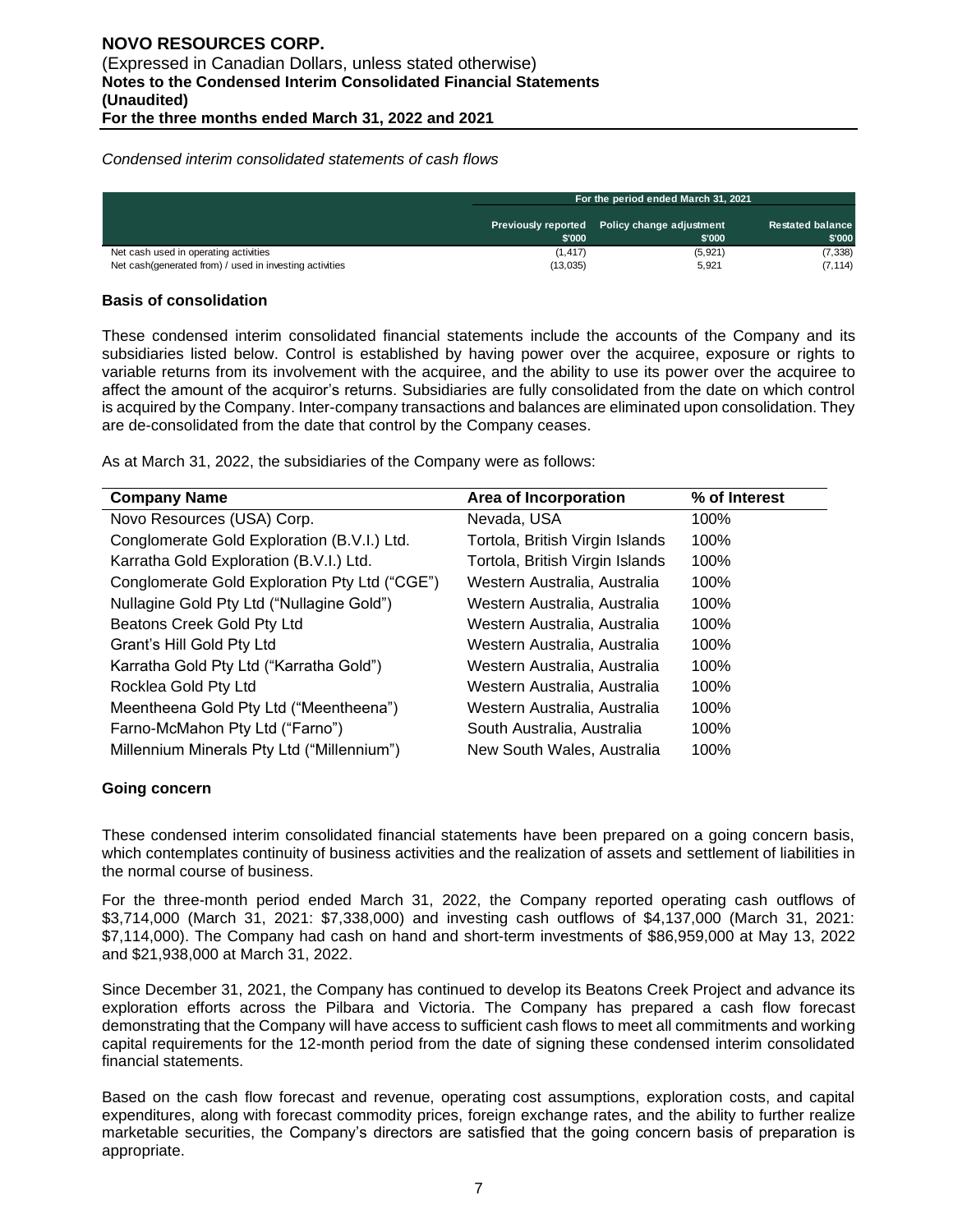*Condensed interim consolidated statements of cash flows*

| | For the period ended March 31, 2021 | | |
|---|---|---|---|
| | Previously reported $'000 | Policy change adjustment $'000 | Restated balance $'000 |
| Net cash used in operating activities | (1,417) | (5,921) | (7,338) |
| Net cash(generated from) / used in investing activities | (13,035) | 5,921 | (7,114) |

**Basis of consolidation**

These condensed interim consolidated financial statements include the accounts of the Company and its subsidiaries listed below. Control is established by having power over the acquiree, exposure or rights to variable returns from its involvement with the acquiree, and the ability to use its power over the acquiree to affect the amount of the acquiror's returns. Subsidiaries are fully consolidated from the date on which control is acquired by the Company. Inter-company transactions and balances are eliminated upon consolidation. They are de-consolidated from the date that control by the Company ceases.

As at March 31, 2022, the subsidiaries of the Company were as follows:

| Company Name | Area of Incorporation | % of Interest |
|---|---|---|
| Novo Resources (USA) Corp. | Nevada, USA | 100% |
| Conglomerate Gold Exploration (B.V.I.) Ltd. | Tortola, British Virgin Islands | 100% |
| Karratha Gold Exploration (B.V.I.) Ltd. | Tortola, British Virgin Islands | 100% |
| Conglomerate Gold Exploration Pty Ltd ("CGE") | Western Australia, Australia | 100% |
| Nullagine Gold Pty Ltd ("Nullagine Gold") | Western Australia, Australia | 100% |
| Beatons Creek Gold Pty Ltd | Western Australia, Australia | 100% |
| Grant's Hill Gold Pty Ltd | Western Australia, Australia | 100% |
| Karratha Gold Pty Ltd ("Karratha Gold") | Western Australia, Australia | 100% |
| Rocklea Gold Pty Ltd | Western Australia, Australia | 100% |
| Meentheena Gold Pty Ltd ("Meentheena") | Western Australia, Australia | 100% |
| Farno-McMahon Pty Ltd ("Farno") | South Australia, Australia | 100% |
| Millennium Minerals Pty Ltd ("Millennium") | New South Wales, Australia | 100% |

**Going concern**

These condensed interim consolidated financial statements have been prepared on a going concern basis, which contemplates continuity of business activities and the realization of assets and settlement of liabilities in the normal course of business.

For the three-month period ended March 31, 2022, the Company reported operating cash outflows of $3,714,000 (March 31, 2021: $7,338,000) and investing cash outflows of $4,137,000 (March 31, 2021: $7,114,000). The Company had cash on hand and short-term investments of $86,959,000 at May 13, 2022 and $21,938,000 at March 31, 2022.

Since December 31, 2021, the Company has continued to develop its Beatons Creek Project and advance its exploration efforts across the Pilbara and Victoria. The Company has prepared a cash flow forecast demonstrating that the Company will have access to sufficient cash flows to meet all commitments and working capital requirements for the 12-month period from the date of signing these condensed interim consolidated financial statements.

Based on the cash flow forecast and revenue, operating cost assumptions, exploration costs, and capital expenditures, along with forecast commodity prices, foreign exchange rates, and the ability to further realize marketable securities, the Company's directors are satisfied that the going concern basis of preparation is appropriate.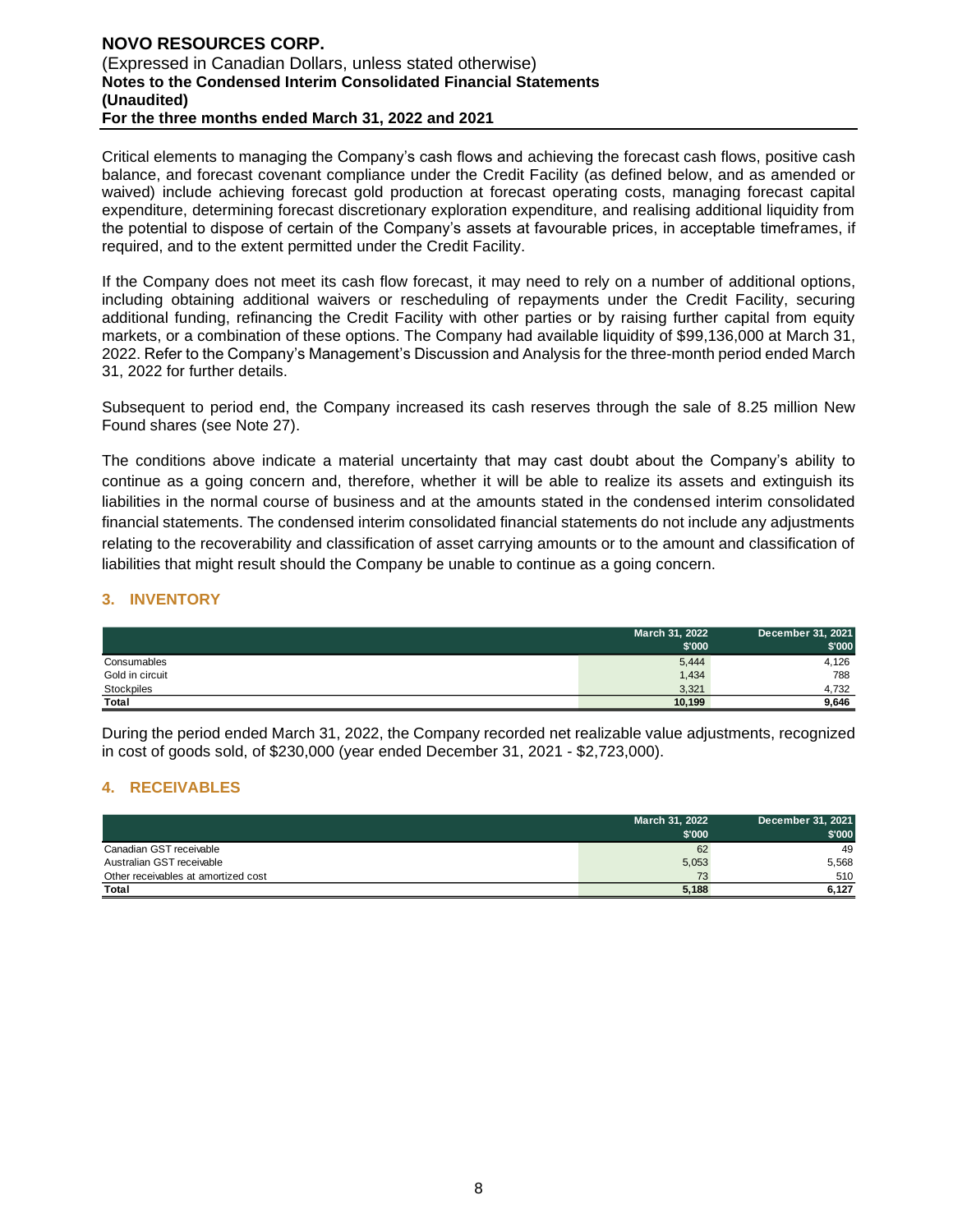Critical elements to managing the Company's cash flows and achieving the forecast cash flows, positive cash balance, and forecast covenant compliance under the Credit Facility (as defined below, and as amended or waived) include achieving forecast gold production at forecast operating costs, managing forecast capital expenditure, determining forecast discretionary exploration expenditure, and realising additional liquidity from the potential to dispose of certain of the Company's assets at favourable prices, in acceptable timeframes, if required, and to the extent permitted under the Credit Facility.

If the Company does not meet its cash flow forecast, it may need to rely on a number of additional options, including obtaining additional waivers or rescheduling of repayments under the Credit Facility, securing additional funding, refinancing the Credit Facility with other parties or by raising further capital from equity markets, or a combination of these options. The Company had available liquidity of $99,136,000 at March 31, 2022. Refer to the Company's Management's Discussion and Analysis for the three-month period ended March 31, 2022 for further details.

Subsequent to period end, the Company increased its cash reserves through the sale of 8.25 million New Found shares (see Note 27).

The conditions above indicate a material uncertainty that may cast doubt about the Company's ability to continue as a going concern and, therefore, whether it will be able to realize its assets and extinguish its liabilities in the normal course of business and at the amounts stated in the condensed interim consolidated financial statements. The condensed interim consolidated financial statements do not include any adjustments relating to the recoverability and classification of asset carrying amounts or to the amount and classification of liabilities that might result should the Company be unable to continue as a going concern.

## 3. INVENTORY

| | March 31, 2022<br>$'000 | December 31, 2021<br>$'000 |
|---|---|---|
| Consumables | 5,444 | 4,126 |
| Gold in circuit | 1,434 | 788 |
| Stockpiles | 3,321 | 4,732 |
| **Total** | **10,199** | **9,646** |

During the period ended March 31, 2022, the Company recorded net realizable value adjustments, recognized in cost of goods sold, of $230,000 (year ended December 31, 2021 - $2,723,000).

## 4. RECEIVABLES

| | March 31, 2022<br>$'000 | December 31, 2021<br>$'000 |
|---|---|---|
| Canadian GST receivable | 62 | 49 |
| Australian GST receivable | 5,053 | 5,568 |
| Other receivables at amortized cost | 73 | 510 |
| **Total** | **5,188** | **6,127** |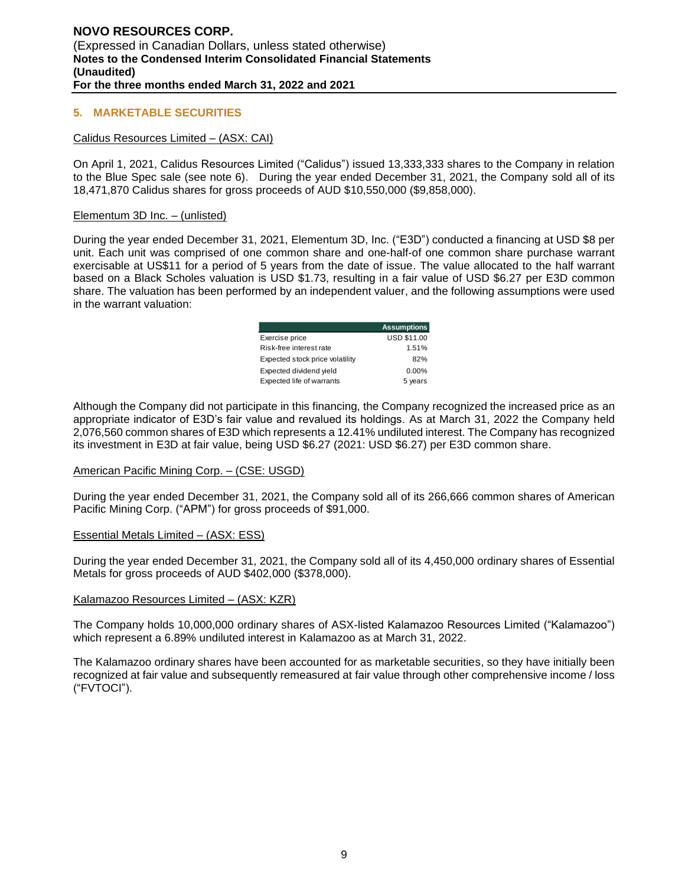## 5. MARKETABLE SECURITIES

Calidus Resources Limited – (ASX: CAI)

On April 1, 2021, Calidus Resources Limited ("Calidus") issued 13,333,333 shares to the Company in relation to the Blue Spec sale (see note 6). During the year ended December 31, 2021, the Company sold all of its 18,471,870 Calidus shares for gross proceeds of AUD $10,550,000 ($9,858,000).

Elementum 3D Inc. – (unlisted)

During the year ended December 31, 2021, Elementum 3D, Inc. ("E3D") conducted a financing at USD $8 per unit. Each unit was comprised of one common share and one-half-of one common share purchase warrant exercisable at US$11 for a period of 5 years from the date of issue. The value allocated to the half warrant based on a Black Scholes valuation is USD $1.73, resulting in a fair value of USD $6.27 per E3D common share. The valuation has been performed by an independent valuer, and the following assumptions were used in the warrant valuation:

| | Assumptions |
|---|---|
| Exercise price | USD $11.00 |
| Risk-free interest rate | 1.51% |
| Expected stock price volatility | 82% |
| Expected dividend yield | 0.00% |
| Expected life of warrants | 5 years |

Although the Company did not participate in this financing, the Company recognized the increased price as an appropriate indicator of E3D's fair value and revalued its holdings. As at March 31, 2022 the Company held 2,076,560 common shares of E3D which represents a 12.41% undiluted interest. The Company has recognized its investment in E3D at fair value, being USD $6.27 (2021: USD $6.27) per E3D common share.

American Pacific Mining Corp. – (CSE: USGD)

During the year ended December 31, 2021, the Company sold all of its 266,666 common shares of American Pacific Mining Corp. ("APM") for gross proceeds of $91,000.

Essential Metals Limited – (ASX: ESS)

During the year ended December 31, 2021, the Company sold all of its 4,450,000 ordinary shares of Essential Metals for gross proceeds of AUD $402,000 ($378,000).

Kalamazoo Resources Limited – (ASX: KZR)

The Company holds 10,000,000 ordinary shares of ASX-listed Kalamazoo Resources Limited ("Kalamazoo") which represent a 6.89% undiluted interest in Kalamazoo as at March 31, 2022.

The Kalamazoo ordinary shares have been accounted for as marketable securities, so they have initially been recognized at fair value and subsequently remeasured at fair value through other comprehensive income / loss ("FVTOCI").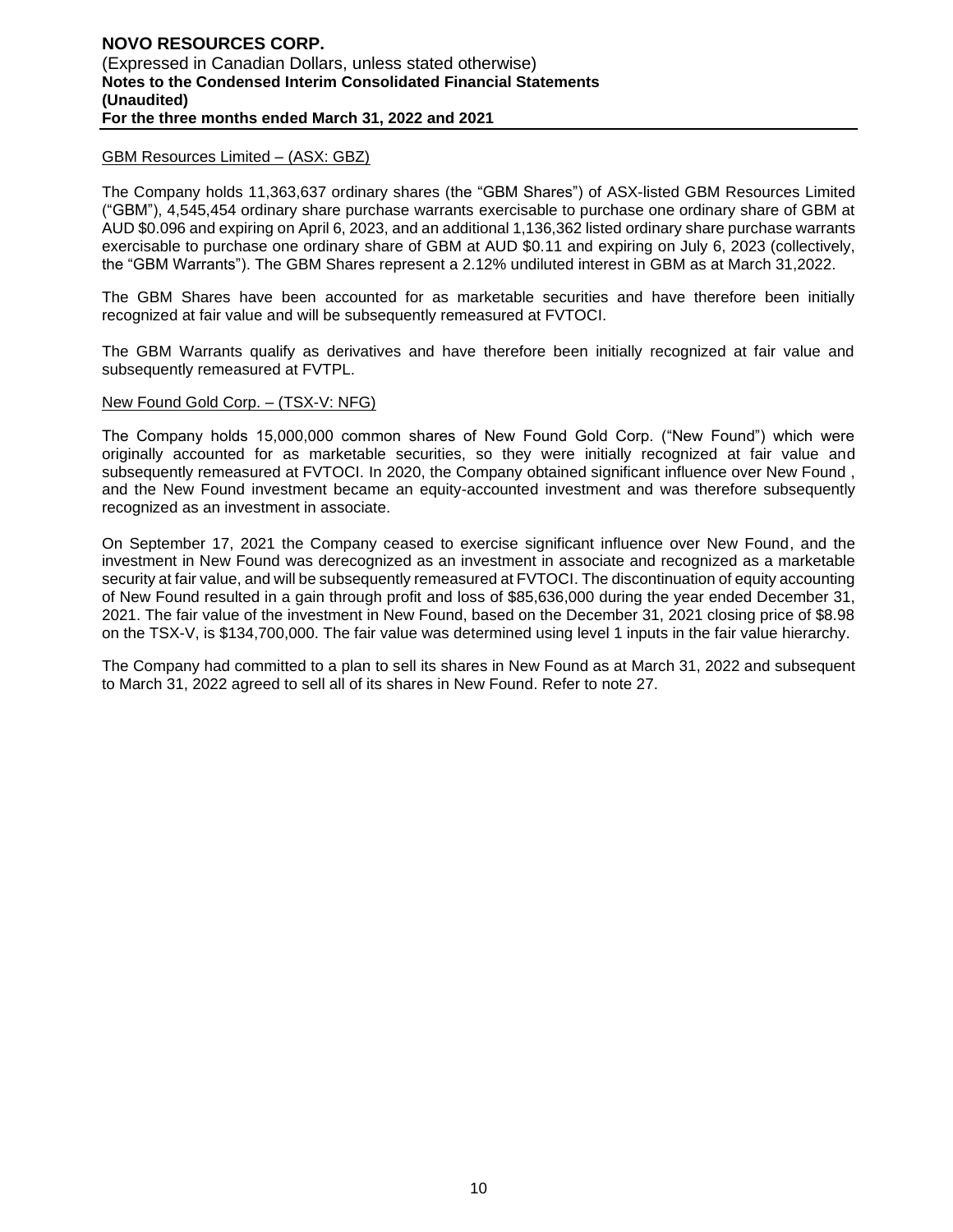GBM Resources Limited – (ASX: GBZ)

The Company holds 11,363,637 ordinary shares (the "GBM Shares") of ASX-listed GBM Resources Limited ("GBM"), 4,545,454 ordinary share purchase warrants exercisable to purchase one ordinary share of GBM at AUD $0.096 and expiring on April 6, 2023, and an additional 1,136,362 listed ordinary share purchase warrants exercisable to purchase one ordinary share of GBM at AUD $0.11 and expiring on July 6, 2023 (collectively, the "GBM Warrants"). The GBM Shares represent a 2.12% undiluted interest in GBM as at March 31,2022.

The GBM Shares have been accounted for as marketable securities and have therefore been initially recognized at fair value and will be subsequently remeasured at FVTOCI.

The GBM Warrants qualify as derivatives and have therefore been initially recognized at fair value and subsequently remeasured at FVTPL.

New Found Gold Corp. – (TSX-V: NFG)

The Company holds 15,000,000 common shares of New Found Gold Corp. ("New Found") which were originally accounted for as marketable securities, so they were initially recognized at fair value and subsequently remeasured at FVTOCI. In 2020, the Company obtained significant influence over New Found , and the New Found investment became an equity-accounted investment and was therefore subsequently recognized as an investment in associate.

On September 17, 2021 the Company ceased to exercise significant influence over New Found, and the investment in New Found was derecognized as an investment in associate and recognized as a marketable security at fair value, and will be subsequently remeasured at FVTOCI. The discontinuation of equity accounting of New Found resulted in a gain through profit and loss of $85,636,000 during the year ended December 31, 2021. The fair value of the investment in New Found, based on the December 31, 2021 closing price of $8.98 on the TSX-V, is $134,700,000. The fair value was determined using level 1 inputs in the fair value hierarchy.

The Company had committed to a plan to sell its shares in New Found as at March 31, 2022 and subsequent to March 31, 2022 agreed to sell all of its shares in New Found. Refer to note 27.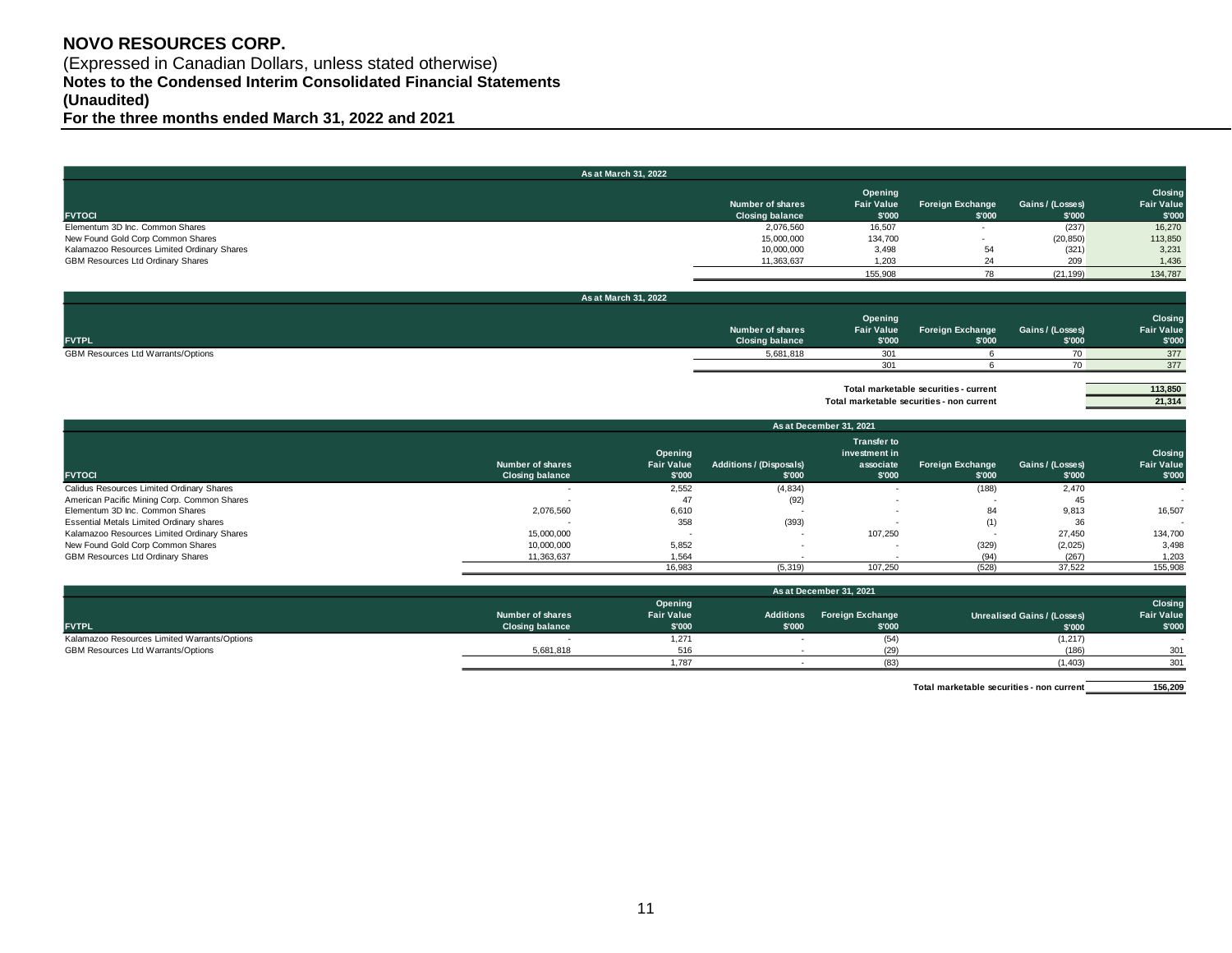**NOVO RESOURCES CORP.**
(Expressed in Canadian Dollars, unless stated otherwise)
**Notes to the Condensed Interim Consolidated Financial Statements**
**(Unaudited)**
**For the three months ended March 31, 2022 and 2021**

**As at March 31, 2022**

| FVTOCI | Number of shares Closing balance | Opening Fair Value $'000 | Foreign Exchange $'000 | Gains / (Losses) $'000 | Closing Fair Value $'000 |
|---|---|---|---|---|---|
| Elementum 3D Inc. Common Shares | 2,076,560 | 16,507 | - | (237) | 16,270 |
| New Found Gold Corp Common Shares | 15,000,000 | 134,700 | - | (20,850) | 113,850 |
| Kalamazoo Resources Limited Ordinary Shares | 10,000,000 | 3,498 | 54 | (321) | 3,231 |
| GBM Resources Ltd Ordinary Shares | 11,363,637 | 1,203 | 24 | 209 | 1,436 |
| | | 155,908 | 78 | (21,199) | 134,787 |

**As at March 31, 2022**

| FVTPL | Number of shares Closing balance | Opening Fair Value $'000 | Foreign Exchange $'000 | Gains / (Losses) $'000 | Closing Fair Value $'000 |
|---|---|---|---|---|---|
| GBM Resources Ltd Warrants/Options | 5,681,818 | 301 | 6 | 70 | 377 |
| | | 301 | 6 | 70 | 377 |

| | |
|---|---|
| Total marketable securities - current | 113,850 |
| Total marketable securities - non current | 21,314 |

**As at December 31, 2021**

| FVTOCI | Number of shares Closing balance | Opening Fair Value $'000 | Additions / (Disposals) $'000 | Transfer to investment in associate $'000 | Foreign Exchange $'000 | Gains / (Losses) $'000 | Closing Fair Value $'000 |
|---|---|---|---|---|---|---|---|
| Calidus Resources Limited Ordinary Shares | - | 2,552 | (4,834) | - | (188) | 2,470 | - |
| American Pacific Mining Corp. Common Shares | - | 47 | (92) | - | - | 45 | - |
| Elementum 3D Inc. Common Shares | 2,076,560 | 6,610 | - | - | 84 | 9,813 | 16,507 |
| Essential Metals Limited Ordinary shares | - | 358 | (393) | - | (1) | 36 | - |
| Kalamazoo Resources Limited Ordinary Shares | 15,000,000 | - | - | 107,250 | - | 27,450 | 134,700 |
| New Found Gold Corp Common Shares | 10,000,000 | 5,852 | - | - | (329) | (2,025) | 3,498 |
| GBM Resources Ltd Ordinary Shares | 11,363,637 | 1,564 | - | - | (94) | (267) | 1,203 |
| | | 16,983 | (5,319) | 107,250 | (528) | 37,522 | 155,908 |

**As at December 31, 2021**

| FVTPL | Number of shares Closing balance | Opening Fair Value $'000 | Additions $'000 | Foreign Exchange $'000 | Unrealised Gains / (Losses) $'000 | Closing Fair Value $'000 |
|---|---|---|---|---|---|---|
| Kalamazoo Resources Limited Warrants/Options | - | 1,271 | - | (54) | (1,217) | - |
| GBM Resources Ltd Warrants/Options | 5,681,818 | 516 | - | (29) | (186) | 301 |
| | | 1,787 | - | (83) | (1,403) | 301 |

| | |
|---|---|
| Total marketable securities - non current | 156,209 |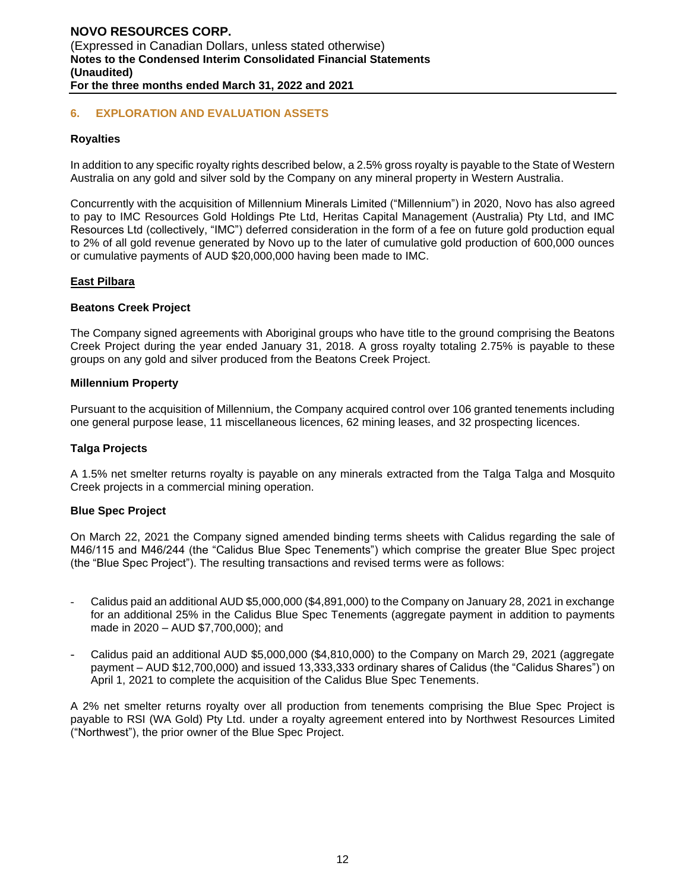## 6. EXPLORATION AND EVALUATION ASSETS

**Royalties**

In addition to any specific royalty rights described below, a 2.5% gross royalty is payable to the State of Western Australia on any gold and silver sold by the Company on any mineral property in Western Australia.

Concurrently with the acquisition of Millennium Minerals Limited ("Millennium") in 2020, Novo has also agreed to pay to IMC Resources Gold Holdings Pte Ltd, Heritas Capital Management (Australia) Pty Ltd, and IMC Resources Ltd (collectively, "IMC") deferred consideration in the form of a fee on future gold production equal to 2% of all gold revenue generated by Novo up to the later of cumulative gold production of 600,000 ounces or cumulative payments of AUD $20,000,000 having been made to IMC.

**East Pilbara**

**Beatons Creek Project**

The Company signed agreements with Aboriginal groups who have title to the ground comprising the Beatons Creek Project during the year ended January 31, 2018. A gross royalty totaling 2.75% is payable to these groups on any gold and silver produced from the Beatons Creek Project.

**Millennium Property**

Pursuant to the acquisition of Millennium, the Company acquired control over 106 granted tenements including one general purpose lease, 11 miscellaneous licences, 62 mining leases, and 32 prospecting licences.

**Talga Projects**

A 1.5% net smelter returns royalty is payable on any minerals extracted from the Talga Talga and Mosquito Creek projects in a commercial mining operation.

**Blue Spec Project**

On March 22, 2021 the Company signed amended binding terms sheets with Calidus regarding the sale of M46/115 and M46/244 (the "Calidus Blue Spec Tenements") which comprise the greater Blue Spec project (the "Blue Spec Project"). The resulting transactions and revised terms were as follows:

- Calidus paid an additional AUD $5,000,000 ($4,891,000) to the Company on January 28, 2021 in exchange for an additional 25% in the Calidus Blue Spec Tenements (aggregate payment in addition to payments made in 2020 – AUD $7,700,000); and
- Calidus paid an additional AUD $5,000,000 ($4,810,000) to the Company on March 29, 2021 (aggregate payment – AUD $12,700,000) and issued 13,333,333 ordinary shares of Calidus (the "Calidus Shares") on April 1, 2021 to complete the acquisition of the Calidus Blue Spec Tenements.

A 2% net smelter returns royalty over all production from tenements comprising the Blue Spec Project is payable to RSI (WA Gold) Pty Ltd. under a royalty agreement entered into by Northwest Resources Limited ("Northwest"), the prior owner of the Blue Spec Project.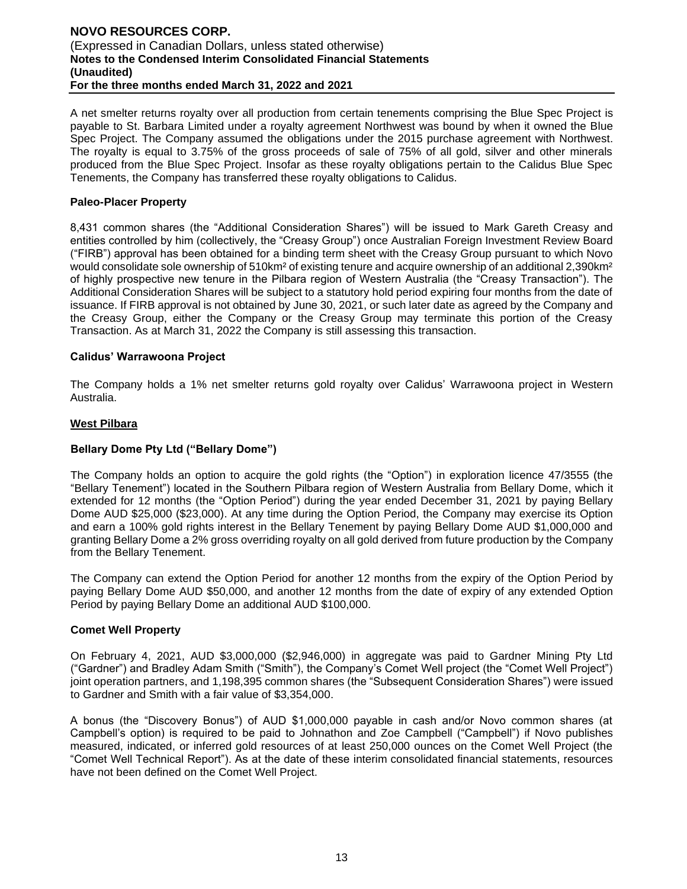A net smelter returns royalty over all production from certain tenements comprising the Blue Spec Project is payable to St. Barbara Limited under a royalty agreement Northwest was bound by when it owned the Blue Spec Project. The Company assumed the obligations under the 2015 purchase agreement with Northwest. The royalty is equal to 3.75% of the gross proceeds of sale of 75% of all gold, silver and other minerals produced from the Blue Spec Project. Insofar as these royalty obligations pertain to the Calidus Blue Spec Tenements, the Company has transferred these royalty obligations to Calidus.

**Paleo-Placer Property**

8,431 common shares (the "Additional Consideration Shares") will be issued to Mark Gareth Creasy and entities controlled by him (collectively, the "Creasy Group") once Australian Foreign Investment Review Board ("FIRB") approval has been obtained for a binding term sheet with the Creasy Group pursuant to which Novo would consolidate sole ownership of 510km² of existing tenure and acquire ownership of an additional 2,390km² of highly prospective new tenure in the Pilbara region of Western Australia (the "Creasy Transaction"). The Additional Consideration Shares will be subject to a statutory hold period expiring four months from the date of issuance. If FIRB approval is not obtained by June 30, 2021, or such later date as agreed by the Company and the Creasy Group, either the Company or the Creasy Group may terminate this portion of the Creasy Transaction. As at March 31, 2022 the Company is still assessing this transaction.

**Calidus' Warrawoona Project**

The Company holds a 1% net smelter returns gold royalty over Calidus' Warrawoona project in Western Australia.

**West Pilbara**

**Bellary Dome Pty Ltd ("Bellary Dome")**

The Company holds an option to acquire the gold rights (the "Option") in exploration licence 47/3555 (the "Bellary Tenement") located in the Southern Pilbara region of Western Australia from Bellary Dome, which it extended for 12 months (the "Option Period") during the year ended December 31, 2021 by paying Bellary Dome AUD $25,000 ($23,000). At any time during the Option Period, the Company may exercise its Option and earn a 100% gold rights interest in the Bellary Tenement by paying Bellary Dome AUD $1,000,000 and granting Bellary Dome a 2% gross overriding royalty on all gold derived from future production by the Company from the Bellary Tenement.

The Company can extend the Option Period for another 12 months from the expiry of the Option Period by paying Bellary Dome AUD $50,000, and another 12 months from the date of expiry of any extended Option Period by paying Bellary Dome an additional AUD $100,000.

**Comet Well Property**

On February 4, 2021, AUD $3,000,000 ($2,946,000) in aggregate was paid to Gardner Mining Pty Ltd ("Gardner") and Bradley Adam Smith ("Smith"), the Company's Comet Well project (the "Comet Well Project") joint operation partners, and 1,198,395 common shares (the "Subsequent Consideration Shares") were issued to Gardner and Smith with a fair value of $3,354,000.

A bonus (the "Discovery Bonus") of AUD $1,000,000 payable in cash and/or Novo common shares (at Campbell's option) is required to be paid to Johnathon and Zoe Campbell ("Campbell") if Novo publishes measured, indicated, or inferred gold resources of at least 250,000 ounces on the Comet Well Project (the "Comet Well Technical Report"). As at the date of these interim consolidated financial statements, resources have not been defined on the Comet Well Project.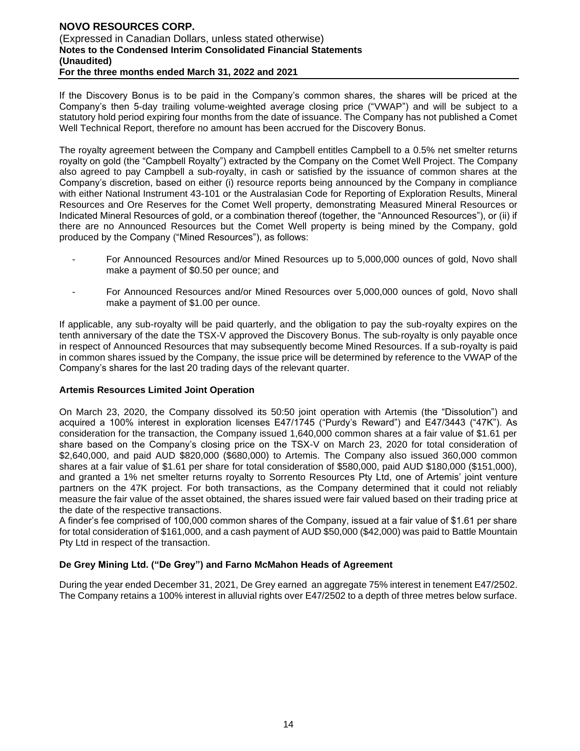If the Discovery Bonus is to be paid in the Company's common shares, the shares will be priced at the Company's then 5-day trailing volume-weighted average closing price ("VWAP") and will be subject to a statutory hold period expiring four months from the date of issuance. The Company has not published a Comet Well Technical Report, therefore no amount has been accrued for the Discovery Bonus.

The royalty agreement between the Company and Campbell entitles Campbell to a 0.5% net smelter returns royalty on gold (the "Campbell Royalty") extracted by the Company on the Comet Well Project. The Company also agreed to pay Campbell a sub-royalty, in cash or satisfied by the issuance of common shares at the Company's discretion, based on either (i) resource reports being announced by the Company in compliance with either National Instrument 43-101 or the Australasian Code for Reporting of Exploration Results, Mineral Resources and Ore Reserves for the Comet Well property, demonstrating Measured Mineral Resources or Indicated Mineral Resources of gold, or a combination thereof (together, the "Announced Resources"), or (ii) if there are no Announced Resources but the Comet Well property is being mined by the Company, gold produced by the Company ("Mined Resources"), as follows:

- For Announced Resources and/or Mined Resources up to 5,000,000 ounces of gold, Novo shall make a payment of $0.50 per ounce; and
- For Announced Resources and/or Mined Resources over 5,000,000 ounces of gold, Novo shall make a payment of $1.00 per ounce.

If applicable, any sub-royalty will be paid quarterly, and the obligation to pay the sub-royalty expires on the tenth anniversary of the date the TSX-V approved the Discovery Bonus. The sub-royalty is only payable once in respect of Announced Resources that may subsequently become Mined Resources. If a sub-royalty is paid in common shares issued by the Company, the issue price will be determined by reference to the VWAP of the Company's shares for the last 20 trading days of the relevant quarter.

**Artemis Resources Limited Joint Operation**

On March 23, 2020, the Company dissolved its 50:50 joint operation with Artemis (the "Dissolution") and acquired a 100% interest in exploration licenses E47/1745 ("Purdy's Reward") and E47/3443 ("47K"). As consideration for the transaction, the Company issued 1,640,000 common shares at a fair value of $1.61 per share based on the Company's closing price on the TSX-V on March 23, 2020 for total consideration of $2,640,000, and paid AUD $820,000 ($680,000) to Artemis. The Company also issued 360,000 common shares at a fair value of $1.61 per share for total consideration of $580,000, paid AUD $180,000 ($151,000), and granted a 1% net smelter returns royalty to Sorrento Resources Pty Ltd, one of Artemis' joint venture partners on the 47K project. For both transactions, as the Company determined that it could not reliably measure the fair value of the asset obtained, the shares issued were fair valued based on their trading price at the date of the respective transactions.
A finder's fee comprised of 100,000 common shares of the Company, issued at a fair value of $1.61 per share for total consideration of $161,000, and a cash payment of AUD $50,000 ($42,000) was paid to Battle Mountain Pty Ltd in respect of the transaction.

**De Grey Mining Ltd. ("De Grey") and Farno McMahon Heads of Agreement**

During the year ended December 31, 2021, De Grey earned an aggregate 75% interest in tenement E47/2502. The Company retains a 100% interest in alluvial rights over E47/2502 to a depth of three metres below surface.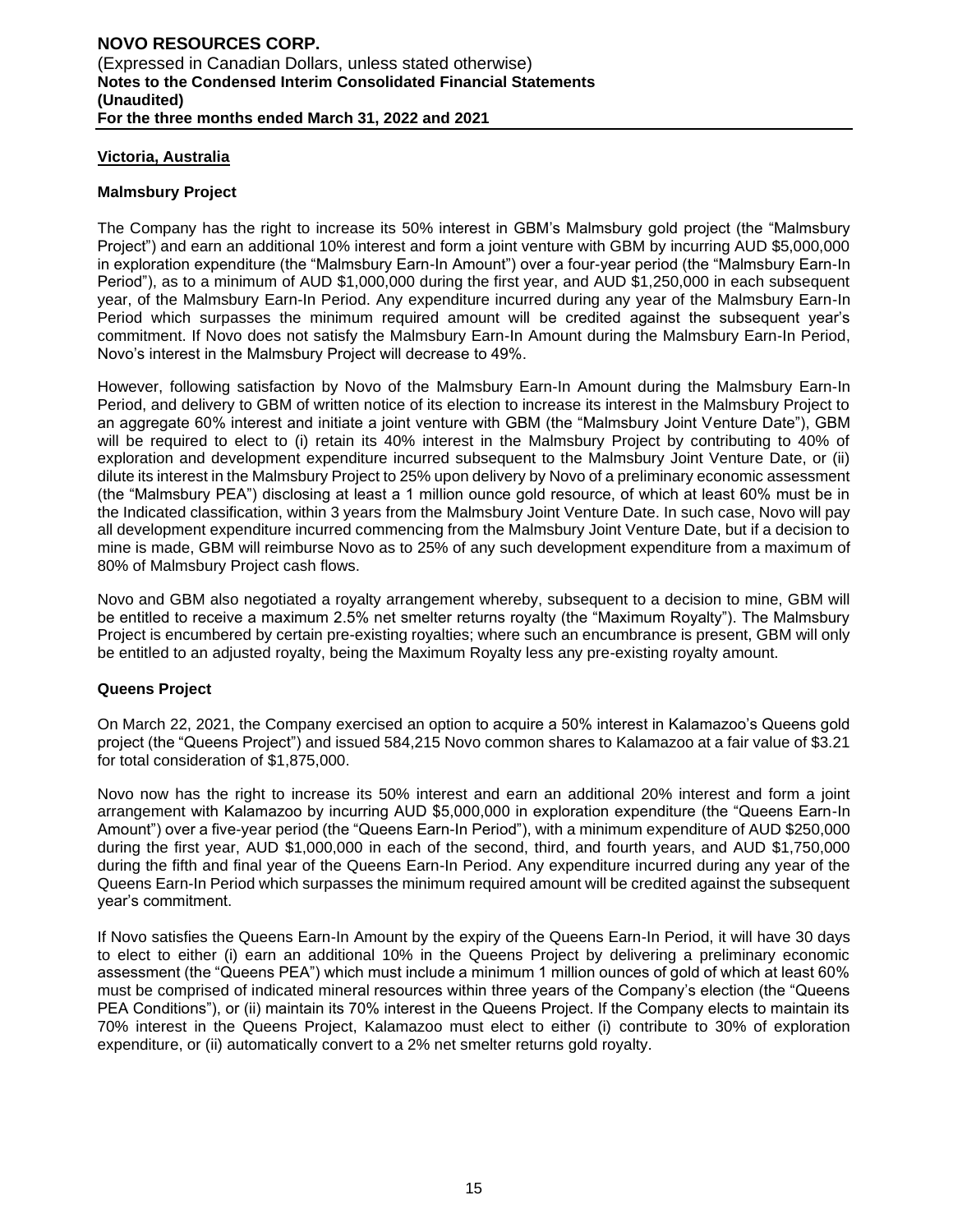## Victoria, Australia

### Malmsbury Project

The Company has the right to increase its 50% interest in GBM's Malmsbury gold project (the "Malmsbury Project") and earn an additional 10% interest and form a joint venture with GBM by incurring AUD $5,000,000 in exploration expenditure (the "Malmsbury Earn-In Amount") over a four-year period (the "Malmsbury Earn-In Period"), as to a minimum of AUD $1,000,000 during the first year, and AUD $1,250,000 in each subsequent year, of the Malmsbury Earn-In Period. Any expenditure incurred during any year of the Malmsbury Earn-In Period which surpasses the minimum required amount will be credited against the subsequent year's commitment. If Novo does not satisfy the Malmsbury Earn-In Amount during the Malmsbury Earn-In Period, Novo's interest in the Malmsbury Project will decrease to 49%.

However, following satisfaction by Novo of the Malmsbury Earn-In Amount during the Malmsbury Earn-In Period, and delivery to GBM of written notice of its election to increase its interest in the Malmsbury Project to an aggregate 60% interest and initiate a joint venture with GBM (the "Malmsbury Joint Venture Date"), GBM will be required to elect to (i) retain its 40% interest in the Malmsbury Project by contributing to 40% of exploration and development expenditure incurred subsequent to the Malmsbury Joint Venture Date, or (ii) dilute its interest in the Malmsbury Project to 25% upon delivery by Novo of a preliminary economic assessment (the "Malmsbury PEA") disclosing at least a 1 million ounce gold resource, of which at least 60% must be in the Indicated classification, within 3 years from the Malmsbury Joint Venture Date. In such case, Novo will pay all development expenditure incurred commencing from the Malmsbury Joint Venture Date, but if a decision to mine is made, GBM will reimburse Novo as to 25% of any such development expenditure from a maximum of 80% of Malmsbury Project cash flows.

Novo and GBM also negotiated a royalty arrangement whereby, subsequent to a decision to mine, GBM will be entitled to receive a maximum 2.5% net smelter returns royalty (the "Maximum Royalty"). The Malmsbury Project is encumbered by certain pre-existing royalties; where such an encumbrance is present, GBM will only be entitled to an adjusted royalty, being the Maximum Royalty less any pre-existing royalty amount.

### Queens Project

On March 22, 2021, the Company exercised an option to acquire a 50% interest in Kalamazoo's Queens gold project (the "Queens Project") and issued 584,215 Novo common shares to Kalamazoo at a fair value of $3.21 for total consideration of $1,875,000.

Novo now has the right to increase its 50% interest and earn an additional 20% interest and form a joint arrangement with Kalamazoo by incurring AUD $5,000,000 in exploration expenditure (the "Queens Earn-In Amount") over a five-year period (the "Queens Earn-In Period"), with a minimum expenditure of AUD $250,000 during the first year, AUD $1,000,000 in each of the second, third, and fourth years, and AUD $1,750,000 during the fifth and final year of the Queens Earn-In Period. Any expenditure incurred during any year of the Queens Earn-In Period which surpasses the minimum required amount will be credited against the subsequent year's commitment.

If Novo satisfies the Queens Earn-In Amount by the expiry of the Queens Earn-In Period, it will have 30 days to elect to either (i) earn an additional 10% in the Queens Project by delivering a preliminary economic assessment (the "Queens PEA") which must include a minimum 1 million ounces of gold of which at least 60% must be comprised of indicated mineral resources within three years of the Company's election (the "Queens PEA Conditions"), or (ii) maintain its 70% interest in the Queens Project. If the Company elects to maintain its 70% interest in the Queens Project, Kalamazoo must elect to either (i) contribute to 30% of exploration expenditure, or (ii) automatically convert to a 2% net smelter returns gold royalty.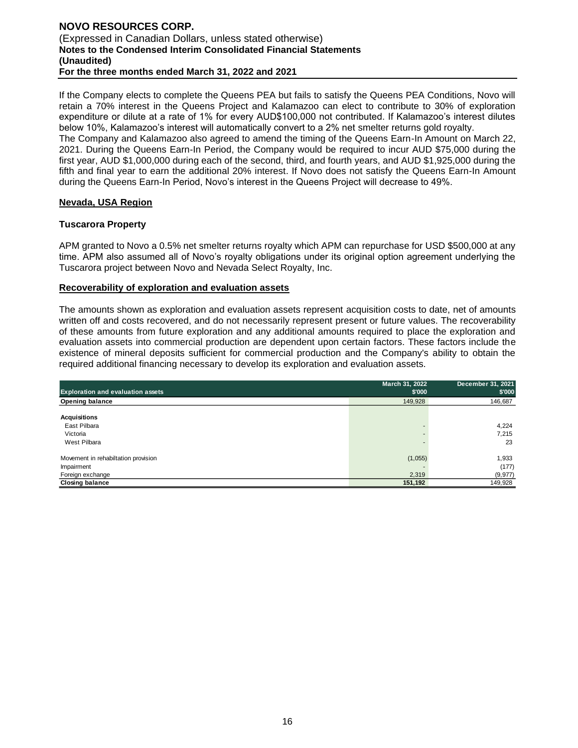If the Company elects to complete the Queens PEA but fails to satisfy the Queens PEA Conditions, Novo will retain a 70% interest in the Queens Project and Kalamazoo can elect to contribute to 30% of exploration expenditure or dilute at a rate of 1% for every AUD$100,000 not contributed. If Kalamazoo's interest dilutes below 10%, Kalamazoo's interest will automatically convert to a 2% net smelter returns gold royalty.
The Company and Kalamazoo also agreed to amend the timing of the Queens Earn-In Amount on March 22, 2021. During the Queens Earn-In Period, the Company would be required to incur AUD $75,000 during the first year, AUD $1,000,000 during each of the second, third, and fourth years, and AUD $1,925,000 during the fifth and final year to earn the additional 20% interest. If Novo does not satisfy the Queens Earn-In Amount during the Queens Earn-In Period, Novo's interest in the Queens Project will decrease to 49%.

## Nevada, USA Region

### Tuscarora Property

APM granted to Novo a 0.5% net smelter returns royalty which APM can repurchase for USD $500,000 at any time. APM also assumed all of Novo's royalty obligations under its original option agreement underlying the Tuscarora project between Novo and Nevada Select Royalty, Inc.

## Recoverability of exploration and evaluation assets

The amounts shown as exploration and evaluation assets represent acquisition costs to date, net of amounts written off and costs recovered, and do not necessarily represent present or future values. The recoverability of these amounts from future exploration and any additional amounts required to place the exploration and evaluation assets into commercial production are dependent upon certain factors. These factors include the existence of mineral deposits sufficient for commercial production and the Company's ability to obtain the required additional financing necessary to develop its exploration and evaluation assets.

| Exploration and evaluation assets | March 31, 2022 \$'000 | December 31, 2021 \$'000 |
|---|---|---|
| **Opening balance** | 149,928 | 146,687 |
| **Acquisitions** | | |
| East Pilbara | - | 4,224 |
| Victoria | - | 7,215 |
| West Pilbara | - | 23 |
| Movement in rehabiltation provision | (1,055) | 1,933 |
| Impairment | - | (177) |
| Foreign exchange | 2,319 | (9,977) |
| **Closing balance** | **151,192** | 149,928 |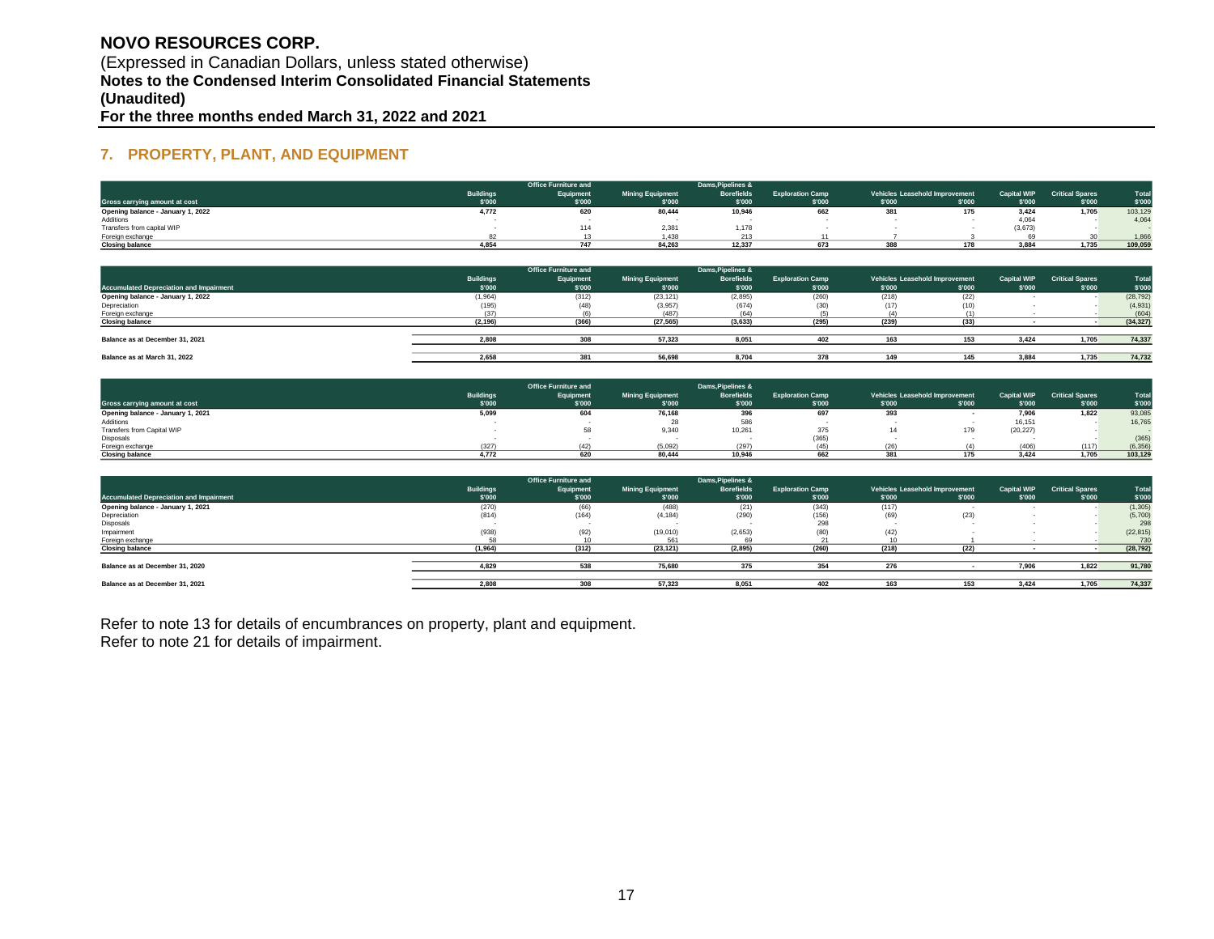# NOVO RESOURCES CORP.

(Expressed in Canadian Dollars, unless stated otherwise)
**Notes to the Condensed Interim Consolidated Financial Statements**
**(Unaudited)**
**For the three months ended March 31, 2022 and 2021**

## 7. PROPERTY, PLANT, AND EQUIPMENT

| Gross carrying amount at cost | Buildings $'000 | Office Furniture and Equipment $'000 | Mining Equipment $'000 | Dams,Pipelines & Borefields $'000 | Exploration Camp $'000 | Vehicles $'000 | Leasehold Improvement $'000 | Capital WIP $'000 | Critical Spares $'000 | Total $'000 |
|---|---|---|---|---|---|---|---|---|---|---|
| **Opening balance - January 1, 2022** | **4,772** | **620** | **80,444** | **10,946** | **662** | **381** | **175** | **3,424** | **1,705** | 103,129 |
| Additions | - | - | - | - | - | - | - | 4,064 | - | 4,064 |
| Transfers from capital WIP | - | 114 | 2,381 | 1,178 | - | - | - | (3,673) | - | - |
| Foreign exchange | 82 | 13 | 1,438 | 213 | 11 | 7 | 3 | 69 | 30 | 1,866 |
| **Closing balance** | **4,854** | **747** | **84,263** | **12,337** | **673** | **388** | **178** | **3,884** | **1,735** | **109,059** |

| Accumulated Depreciation and Impairment | Buildings $'000 | Office Furniture and Equipment $'000 | Mining Equipment $'000 | Dams,Pipelines & Borefields $'000 | Exploration Camp $'000 | Vehicles $'000 | Leasehold Improvement $'000 | Capital WIP $'000 | Critical Spares $'000 | Total $'000 |
|---|---|---|---|---|---|---|---|---|---|---|
| **Opening balance - January 1, 2022** | (1,964) | (312) | (23,121) | (2,895) | (260) | (218) | (22) | - | - | (28,792) |
| Depreciation | (195) | (48) | (3,957) | (674) | (30) | (17) | (10) | - | - | (4,931) |
| Foreign exchange | (37) | (6) | (487) | (64) | (5) | (4) | (1) | - | - | (604) |
| **Closing balance** | **(2,196)** | **(366)** | **(27,565)** | **(3,633)** | **(295)** | **(239)** | **(33)** | **-** | **-** | **(34,327)** |
| | | | | | | | | | | |
| **Balance as at December 31, 2021** | **2,808** | **308** | **57,323** | **8,051** | **402** | **163** | **153** | **3,424** | **1,705** | **74,337** |
| | | | | | | | | | | |
| **Balance as at March 31, 2022** | **2,658** | **381** | **56,698** | **8,704** | **378** | **149** | **145** | **3,884** | **1,735** | **74,732** |

| Gross carrying amount at cost | Buildings $'000 | Office Furniture and Equipment $'000 | Mining Equipment $'000 | Dams,Pipelines & Borefields $'000 | Exploration Camp $'000 | Vehicles $'000 | Leasehold Improvement $'000 | Capital WIP $'000 | Critical Spares $'000 | Total $'000 |
|---|---|---|---|---|---|---|---|---|---|---|
| **Opening balance - January 1, 2021** | **5,099** | **604** | **76,168** | **396** | **697** | **393** | **-** | **7,906** | **1,822** | 93,085 |
| Additions | - | - | 28 | 586 | - | - | - | 16,151 | - | 16,765 |
| Transfers from Capital WIP | - | 58 | 9,340 | 10,261 | 375 | 14 | 179 | (20,227) | - | - |
| Disposals | - | - | - | - | (365) | - | - | - | - | (365) |
| Foreign exchange | (327) | (42) | (5,092) | (297) | (45) | (26) | (4) | (406) | (117) | (6,356) |
| **Closing balance** | **4,772** | **620** | **80,444** | **10,946** | **662** | **381** | **175** | **3,424** | **1,705** | **103,129** |

| Accumulated Depreciation and Impairment | Buildings $'000 | Office Furniture and Equipment $'000 | Mining Equipment $'000 | Dams,Pipelines & Borefields $'000 | Exploration Camp $'000 | Vehicles $'000 | Leasehold Improvement $'000 | Capital WIP $'000 | Critical Spares $'000 | Total $'000 |
|---|---|---|---|---|---|---|---|---|---|---|
| **Opening balance - January 1, 2021** | (270) | (66) | (488) | (21) | (343) | (117) | - | - | - | (1,305) |
| Depreciation | (814) | (164) | (4,184) | (290) | (156) | (69) | (23) | - | - | (5,700) |
| Disposals | - | - | - | - | 298 | - | - | - | - | 298 |
| Impairment | (938) | (92) | (19,010) | (2,653) | (80) | (42) | - | - | - | (22,815) |
| Foreign exchange | 58 | 10 | 561 | 69 | 21 | 10 | 1 | - | - | 730 |
| **Closing balance** | **(1,964)** | **(312)** | **(23,121)** | **(2,895)** | **(260)** | **(218)** | **(22)** | **-** | **-** | **(28,792)** |
| | | | | | | | | | | |
| **Balance as at December 31, 2020** | **4,829** | **538** | **75,680** | **375** | **354** | **276** | **-** | **7,906** | **1,822** | **91,780** |
| | | | | | | | | | | |
| **Balance as at December 31, 2021** | **2,808** | **308** | **57,323** | **8,051** | **402** | **163** | **153** | **3,424** | **1,705** | **74,337** |

Refer to note 13 for details of encumbrances on property, plant and equipment.
Refer to note 21 for details of impairment.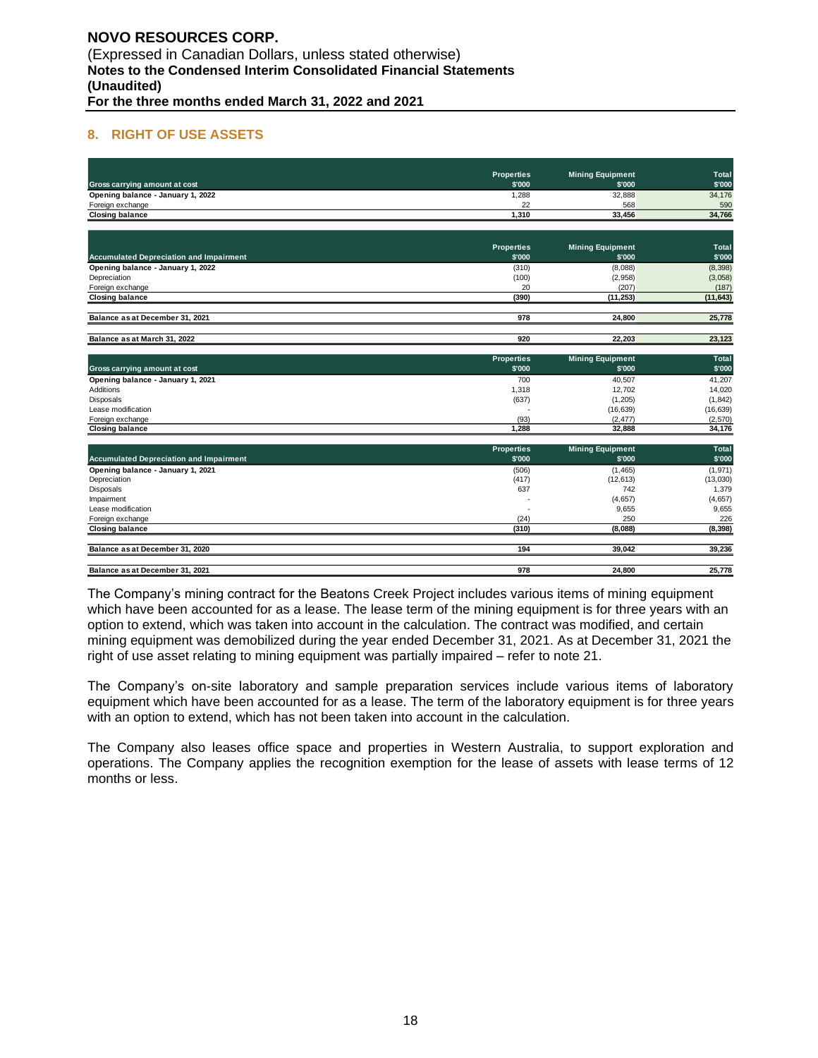## 8. RIGHT OF USE ASSETS

| Gross carrying amount at cost | Properties $'000 | Mining Equipment $'000 | Total $'000 |
|---|---|---|---|
| **Opening balance - January 1, 2022** | 1,288 | 32,888 | 34,176 |
| Foreign exchange | 22 | 568 | 590 |
| **Closing balance** | **1,310** | **33,456** | **34,766** |

| Accumulated Depreciation and Impairment | Properties $'000 | Mining Equipment $'000 | Total $'000 |
|---|---|---|---|
| **Opening balance - January 1, 2022** | (310) | (8,088) | (8,398) |
| Depreciation | (100) | (2,958) | (3,058) |
| Foreign exchange | 20 | (207) | (187) |
| **Closing balance** | **(390)** | **(11,253)** | **(11,643)** |
| **Balance as at December 31, 2021** | **978** | **24,800** | **25,778** |
| **Balance as at March 31, 2022** | **920** | **22,203** | **23,123** |

| Gross carrying amount at cost | Properties $'000 | Mining Equipment $'000 | Total $'000 |
|---|---|---|---|
| **Opening balance - January 1, 2021** | 700 | 40,507 | 41,207 |
| Additions | 1,318 | 12,702 | 14,020 |
| Disposals | (637) | (1,205) | (1,842) |
| Lease modification | - | (16,639) | (16,639) |
| Foreign exchange | (93) | (2,477) | (2,570) |
| **Closing balance** | **1,288** | **32,888** | **34,176** |

| Accumulated Depreciation and Impairment | Properties $'000 | Mining Equipment $'000 | Total $'000 |
|---|---|---|---|
| **Opening balance - January 1, 2021** | (506) | (1,465) | (1,971) |
| Depreciation | (417) | (12,613) | (13,030) |
| Disposals | 637 | 742 | 1,379 |
| Impairment | - | (4,657) | (4,657) |
| Lease modification | - | 9,655 | 9,655 |
| Foreign exchange | (24) | 250 | 226 |
| **Closing balance** | **(310)** | **(8,088)** | **(8,398)** |
| **Balance as at December 31, 2020** | **194** | **39,042** | **39,236** |
| **Balance as at December 31, 2021** | **978** | **24,800** | **25,778** |

The Company's mining contract for the Beatons Creek Project includes various items of mining equipment which have been accounted for as a lease. The lease term of the mining equipment is for three years with an option to extend, which was taken into account in the calculation. The contract was modified, and certain mining equipment was demobilized during the year ended December 31, 2021. As at December 31, 2021 the right of use asset relating to mining equipment was partially impaired – refer to note 21.

The Company's on-site laboratory and sample preparation services include various items of laboratory equipment which have been accounted for as a lease. The term of the laboratory equipment is for three years with an option to extend, which has not been taken into account in the calculation.

The Company also leases office space and properties in Western Australia, to support exploration and operations. The Company applies the recognition exemption for the lease of assets with lease terms of 12 months or less.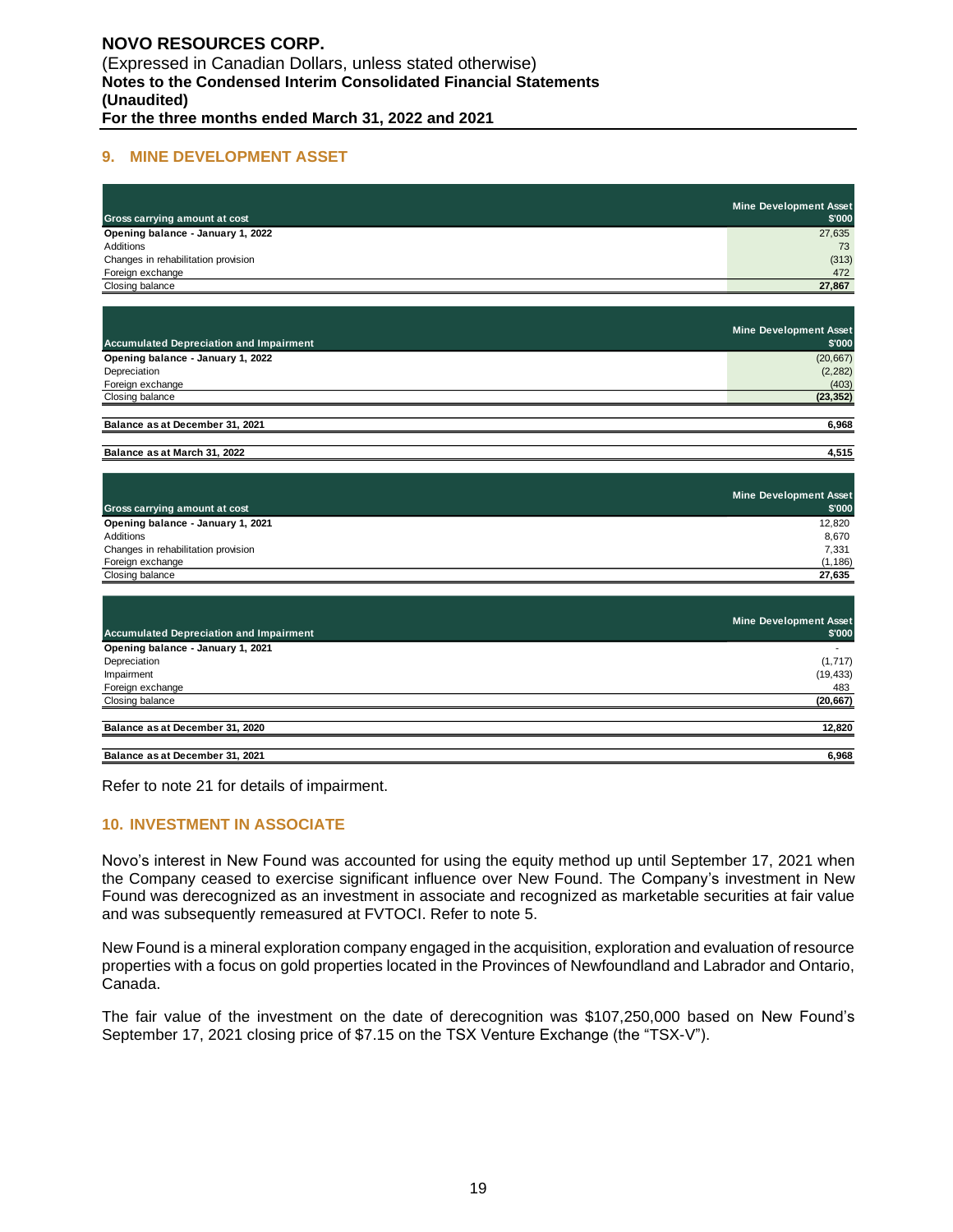## 9. MINE DEVELOPMENT ASSET

| Gross carrying amount at cost | Mine Development Asset $'000 |
|---|---|
| **Opening balance - January 1, 2022** | 27,635 |
| Additions | 73 |
| Changes in rehabilitation provision | (313) |
| Foreign exchange | 472 |
| Closing balance | **27,867** |

| Accumulated Depreciation and Impairment | Mine Development Asset $'000 |
|---|---|
| **Opening balance - January 1, 2022** | (20,667) |
| Depreciation | (2,282) |
| Foreign exchange | (403) |
| Closing balance | **(23,352)** |
| **Balance as at December 31, 2021** | **6,968** |
| **Balance as at March 31, 2022** | **4,515** |

| Gross carrying amount at cost | Mine Development Asset $'000 |
|---|---|
| **Opening balance - January 1, 2021** | 12,820 |
| Additions | 8,670 |
| Changes in rehabilitation provision | 7,331 |
| Foreign exchange | (1,186) |
| Closing balance | **27,635** |

| Accumulated Depreciation and Impairment | Mine Development Asset $'000 |
|---|---|
| **Opening balance - January 1, 2021** | - |
| Depreciation | (1,717) |
| Impairment | (19,433) |
| Foreign exchange | 483 |
| Closing balance | **(20,667)** |
| **Balance as at December 31, 2020** | **12,820** |
| **Balance as at December 31, 2021** | **6,968** |

Refer to note 21 for details of impairment.

## 10. INVESTMENT IN ASSOCIATE

Novo's interest in New Found was accounted for using the equity method up until September 17, 2021 when the Company ceased to exercise significant influence over New Found. The Company's investment in New Found was derecognized as an investment in associate and recognized as marketable securities at fair value and was subsequently remeasured at FVTOCI. Refer to note 5.

New Found is a mineral exploration company engaged in the acquisition, exploration and evaluation of resource properties with a focus on gold properties located in the Provinces of Newfoundland and Labrador and Ontario, Canada.

The fair value of the investment on the date of derecognition was $107,250,000 based on New Found's September 17, 2021 closing price of $7.15 on the TSX Venture Exchange (the "TSX-V").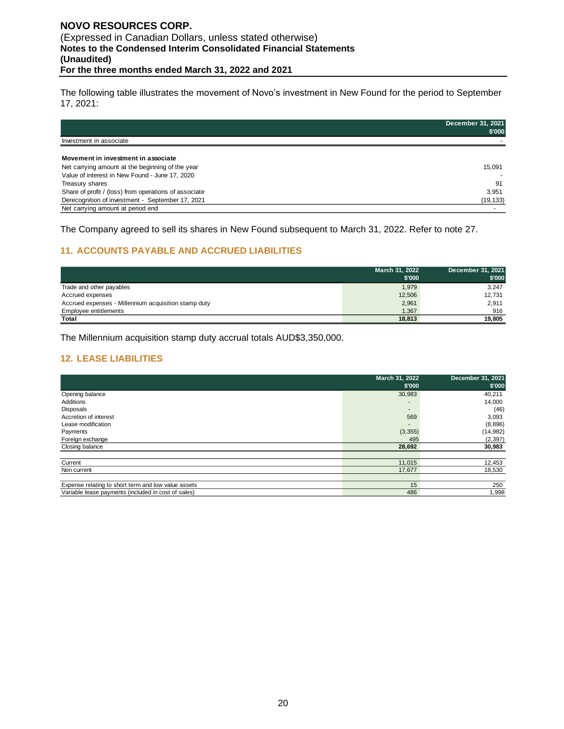The following table illustrates the movement of Novo's investment in New Found for the period to September 17, 2021:

| | December 31, 2021 $'000 |
|---|---|
| Investment in associate | - |
| | |
| **Movement in investment in associate** | |
| Net carrying amount at the beginning of the year | 15,091 |
| Value of interest in New Found - June 17, 2020 | - |
| Treasury shares | 91 |
| Share of profit / (loss) from operations of associate | 3,951 |
| Derecognition of investment - September 17, 2021 | (19,133) |
| Net carrying amount at period end | - |

The Company agreed to sell its shares in New Found subsequent to March 31, 2022. Refer to note 27.

## 11. ACCOUNTS PAYABLE AND ACCRUED LIABILITIES

| | March 31, 2022 $'000 | December 31, 2021 $'000 |
|---|---|---|
| Trade and other payables | 1,979 | 3,247 |
| Accrued expenses | 12,506 | 12,731 |
| Accrued expenses - Millennium acquisition stamp duty | 2,961 | 2,911 |
| Employee entitlements | 1,367 | 916 |
| **Total** | **18,813** | **19,805** |

The Millennium acquisition stamp duty accrual totals AUD$3,350,000.

## 12. LEASE LIABILITIES

| | March 31, 2022 $'000 | December 31, 2021 $'000 |
|---|---|---|
| Opening balance | 30,983 | 40,211 |
| Additions | - | 14,000 |
| Disposals | - | (46) |
| Accretion of interest | 569 | 3,093 |
| Lease modification | - | (8,896) |
| Payments | (3,355) | (14,982) |
| Foreign exchange | 495 | (2,397) |
| Closing balance | **28,692** | **30,983** |
| | | |
| Current | 11,015 | 12,453 |
| Non current | 17,677 | 18,530 |
| | | |
| Expense relating to short term and low value assets | 15 | 250 |
| Variable lease payments (included in cost of sales) | 486 | 1,998 |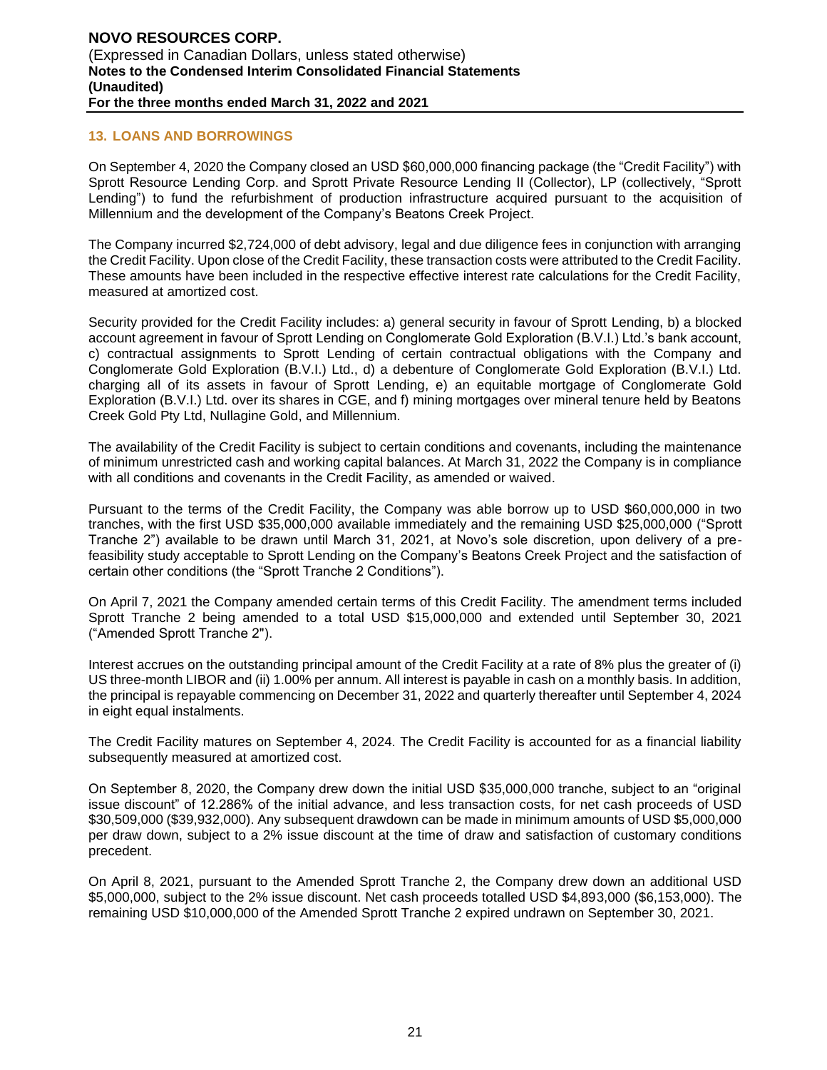## 13. LOANS AND BORROWINGS

On September 4, 2020 the Company closed an USD $60,000,000 financing package (the "Credit Facility") with Sprott Resource Lending Corp. and Sprott Private Resource Lending II (Collector), LP (collectively, "Sprott Lending") to fund the refurbishment of production infrastructure acquired pursuant to the acquisition of Millennium and the development of the Company's Beatons Creek Project.

The Company incurred $2,724,000 of debt advisory, legal and due diligence fees in conjunction with arranging the Credit Facility. Upon close of the Credit Facility, these transaction costs were attributed to the Credit Facility. These amounts have been included in the respective effective interest rate calculations for the Credit Facility, measured at amortized cost.

Security provided for the Credit Facility includes: a) general security in favour of Sprott Lending, b) a blocked account agreement in favour of Sprott Lending on Conglomerate Gold Exploration (B.V.I.) Ltd.'s bank account, c) contractual assignments to Sprott Lending of certain contractual obligations with the Company and Conglomerate Gold Exploration (B.V.I.) Ltd., d) a debenture of Conglomerate Gold Exploration (B.V.I.) Ltd. charging all of its assets in favour of Sprott Lending, e) an equitable mortgage of Conglomerate Gold Exploration (B.V.I.) Ltd. over its shares in CGE, and f) mining mortgages over mineral tenure held by Beatons Creek Gold Pty Ltd, Nullagine Gold, and Millennium.

The availability of the Credit Facility is subject to certain conditions and covenants, including the maintenance of minimum unrestricted cash and working capital balances. At March 31, 2022 the Company is in compliance with all conditions and covenants in the Credit Facility, as amended or waived.

Pursuant to the terms of the Credit Facility, the Company was able borrow up to USD $60,000,000 in two tranches, with the first USD $35,000,000 available immediately and the remaining USD $25,000,000 ("Sprott Tranche 2") available to be drawn until March 31, 2021, at Novo's sole discretion, upon delivery of a pre-feasibility study acceptable to Sprott Lending on the Company's Beatons Creek Project and the satisfaction of certain other conditions (the "Sprott Tranche 2 Conditions").

On April 7, 2021 the Company amended certain terms of this Credit Facility. The amendment terms included Sprott Tranche 2 being amended to a total USD $15,000,000 and extended until September 30, 2021 ("Amended Sprott Tranche 2").

Interest accrues on the outstanding principal amount of the Credit Facility at a rate of 8% plus the greater of (i) US three-month LIBOR and (ii) 1.00% per annum. All interest is payable in cash on a monthly basis. In addition, the principal is repayable commencing on December 31, 2022 and quarterly thereafter until September 4, 2024 in eight equal instalments.

The Credit Facility matures on September 4, 2024. The Credit Facility is accounted for as a financial liability subsequently measured at amortized cost.

On September 8, 2020, the Company drew down the initial USD $35,000,000 tranche, subject to an "original issue discount" of 12.286% of the initial advance, and less transaction costs, for net cash proceeds of USD $30,509,000 ($39,932,000). Any subsequent drawdown can be made in minimum amounts of USD $5,000,000 per draw down, subject to a 2% issue discount at the time of draw and satisfaction of customary conditions precedent.

On April 8, 2021, pursuant to the Amended Sprott Tranche 2, the Company drew down an additional USD $5,000,000, subject to the 2% issue discount. Net cash proceeds totalled USD $4,893,000 ($6,153,000). The remaining USD $10,000,000 of the Amended Sprott Tranche 2 expired undrawn on September 30, 2021.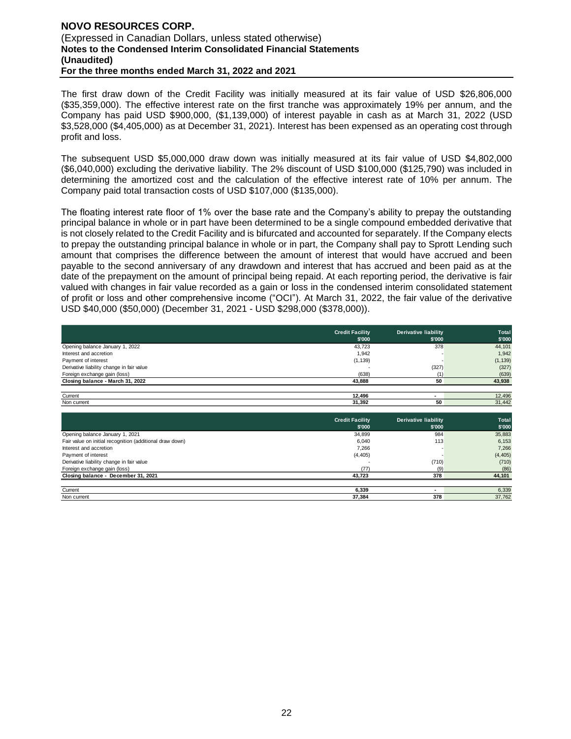The first draw down of the Credit Facility was initially measured at its fair value of USD $26,806,000 ($35,359,000). The effective interest rate on the first tranche was approximately 19% per annum, and the Company has paid USD $900,000, ($1,139,000) of interest payable in cash as at March 31, 2022 (USD $3,528,000 ($4,405,000) as at December 31, 2021). Interest has been expensed as an operating cost through profit and loss.

The subsequent USD $5,000,000 draw down was initially measured at its fair value of USD $4,802,000 ($6,040,000) excluding the derivative liability. The 2% discount of USD $100,000 ($125,790) was included in determining the amortized cost and the calculation of the effective interest rate of 10% per annum. The Company paid total transaction costs of USD $107,000 ($135,000).

The floating interest rate floor of 1% over the base rate and the Company's ability to prepay the outstanding principal balance in whole or in part have been determined to be a single compound embedded derivative that is not closely related to the Credit Facility and is bifurcated and accounted for separately. If the Company elects to prepay the outstanding principal balance in whole or in part, the Company shall pay to Sprott Lending such amount that comprises the difference between the amount of interest that would have accrued and been payable to the second anniversary of any drawdown and interest that has accrued and been paid as at the date of the prepayment on the amount of principal being repaid. At each reporting period, the derivative is fair valued with changes in fair value recorded as a gain or loss in the condensed interim consolidated statement of profit or loss and other comprehensive income ("OCI"). At March 31, 2022, the fair value of the derivative USD $40,000 ($50,000) (December 31, 2021 - USD $298,000 ($378,000)).

| | Credit Facility $'000 | Derivative liability $'000 | Total $'000 |
|---|---|---|---|
| Opening balance January 1, 2022 | 43,723 | 378 | 44,101 |
| Interest and accretion | 1,942 | - | 1,942 |
| Payment of interest | (1,139) | - | (1,139) |
| Derivative liability change in fair value | - | (327) | (327) |
| Foreign exchange gain (loss) | (638) | (1) | (639) |
| **Closing balance - March 31, 2022** | **43,888** | **50** | **43,938** |
| | | | |
| Current | **12,496** | **-** | 12,496 |
| Non current | **31,392** | **50** | 31,442 |

| | Credit Facility $'000 | Derivative liability $'000 | Total $'000 |
|---|---|---|---|
| Opening balance January 1, 2021 | 34,899 | 984 | 35,883 |
| Fair value on initial recognition (additional draw down) | 6,040 | 113 | 6,153 |
| Interest and accretion | 7,266 | - | 7,266 |
| Payment of interest | (4,405) | - | (4,405) |
| Derivative liability change in fair value | - | (710) | (710) |
| Foreign exchange gain (loss) | (77) | (9) | (86) |
| **Closing balance - December 31, 2021** | **43,723** | **378** | **44,101** |
| | | | |
| Current | **6,339** | **-** | 6,339 |
| Non current | **37,384** | **378** | 37,762 |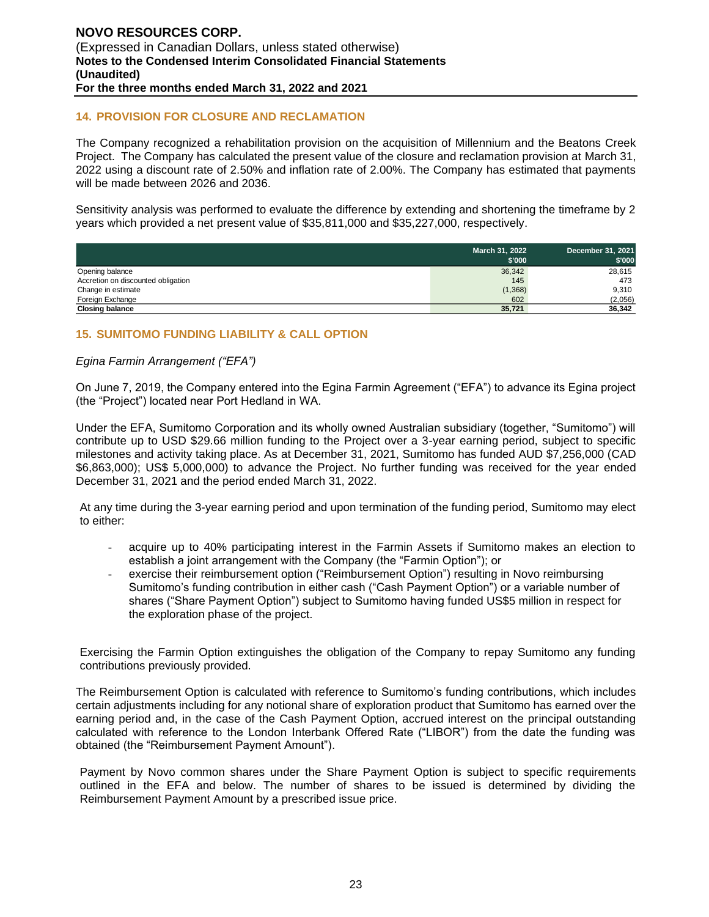## 14. PROVISION FOR CLOSURE AND RECLAMATION

The Company recognized a rehabilitation provision on the acquisition of Millennium and the Beatons Creek Project. The Company has calculated the present value of the closure and reclamation provision at March 31, 2022 using a discount rate of 2.50% and inflation rate of 2.00%. The Company has estimated that payments will be made between 2026 and 2036.

Sensitivity analysis was performed to evaluate the difference by extending and shortening the timeframe by 2 years which provided a net present value of $35,811,000 and $35,227,000, respectively.

| | March 31, 2022<br>$'000 | December 31, 2021<br>$'000 |
|---|---|---|
| Opening balance | 36,342 | 28,615 |
| Accretion on discounted obligation | 145 | 473 |
| Change in estimate | (1,368) | 9,310 |
| Foreign Exchange | 602 | (2,056) |
| **Closing balance** | **35,721** | **36,342** |

## 15. SUMITOMO FUNDING LIABILITY & CALL OPTION

*Egina Farmin Arrangement ("EFA")*

On June 7, 2019, the Company entered into the Egina Farmin Agreement ("EFA") to advance its Egina project (the "Project") located near Port Hedland in WA.

Under the EFA, Sumitomo Corporation and its wholly owned Australian subsidiary (together, "Sumitomo") will contribute up to USD $29.66 million funding to the Project over a 3-year earning period, subject to specific milestones and activity taking place. As at December 31, 2021, Sumitomo has funded AUD $7,256,000 (CAD $6,863,000); US$ 5,000,000) to advance the Project. No further funding was received for the year ended December 31, 2021 and the period ended March 31, 2022.

At any time during the 3-year earning period and upon termination of the funding period, Sumitomo may elect to either:

- acquire up to 40% participating interest in the Farmin Assets if Sumitomo makes an election to establish a joint arrangement with the Company (the "Farmin Option"); or
- exercise their reimbursement option ("Reimbursement Option") resulting in Novo reimbursing Sumitomo's funding contribution in either cash ("Cash Payment Option") or a variable number of shares ("Share Payment Option") subject to Sumitomo having funded US$5 million in respect for the exploration phase of the project.

Exercising the Farmin Option extinguishes the obligation of the Company to repay Sumitomo any funding contributions previously provided.

The Reimbursement Option is calculated with reference to Sumitomo's funding contributions, which includes certain adjustments including for any notional share of exploration product that Sumitomo has earned over the earning period and, in the case of the Cash Payment Option, accrued interest on the principal outstanding calculated with reference to the London Interbank Offered Rate ("LIBOR") from the date the funding was obtained (the "Reimbursement Payment Amount").

Payment by Novo common shares under the Share Payment Option is subject to specific requirements outlined in the EFA and below. The number of shares to be issued is determined by dividing the Reimbursement Payment Amount by a prescribed issue price.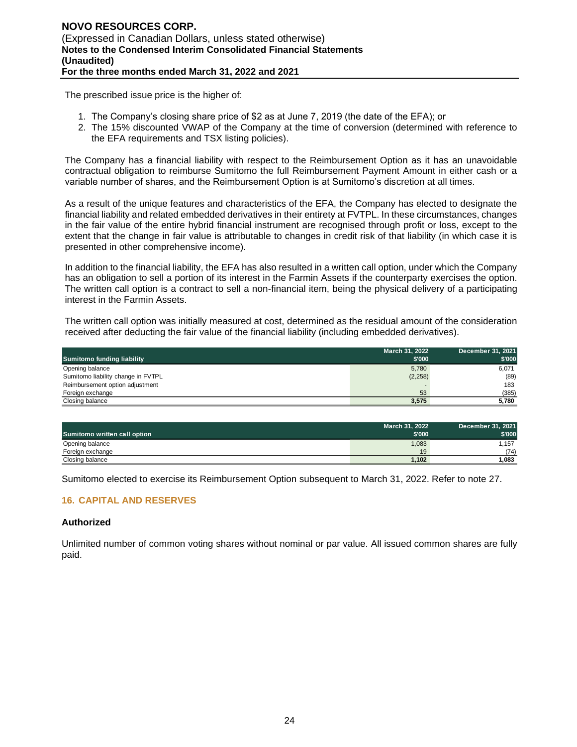The prescribed issue price is the higher of:

1. The Company's closing share price of $2 as at June 7, 2019 (the date of the EFA); or
2. The 15% discounted VWAP of the Company at the time of conversion (determined with reference to the EFA requirements and TSX listing policies).

The Company has a financial liability with respect to the Reimbursement Option as it has an unavoidable contractual obligation to reimburse Sumitomo the full Reimbursement Payment Amount in either cash or a variable number of shares, and the Reimbursement Option is at Sumitomo's discretion at all times.

As a result of the unique features and characteristics of the EFA, the Company has elected to designate the financial liability and related embedded derivatives in their entirety at FVTPL. In these circumstances, changes in the fair value of the entire hybrid financial instrument are recognised through profit or loss, except to the extent that the change in fair value is attributable to changes in credit risk of that liability (in which case it is presented in other comprehensive income).

In addition to the financial liability, the EFA has also resulted in a written call option, under which the Company has an obligation to sell a portion of its interest in the Farmin Assets if the counterparty exercises the option. The written call option is a contract to sell a non-financial item, being the physical delivery of a participating interest in the Farmin Assets.

The written call option was initially measured at cost, determined as the residual amount of the consideration received after deducting the fair value of the financial liability (including embedded derivatives).

| Sumitomo funding liability | March 31, 2022 $'000 | December 31, 2021 $'000 |
|---|---|---|
| Opening balance | 5,780 | 6,071 |
| Sumitomo liability change in FVTPL | (2,258) | (89) |
| Reimbursement option adjustment | - | 183 |
| Foreign exchange | 53 | (385) |
| Closing balance | **3,575** | **5,780** |

| Sumitomo written call option | March 31, 2022 $'000 | December 31, 2021 $'000 |
|---|---|---|
| Opening balance | 1,083 | 1,157 |
| Foreign exchange | 19 | (74) |
| Closing balance | **1,102** | **1,083** |

Sumitomo elected to exercise its Reimbursement Option subsequent to March 31, 2022. Refer to note 27.

## 16. CAPITAL AND RESERVES

### Authorized

Unlimited number of common voting shares without nominal or par value. All issued common shares are fully paid.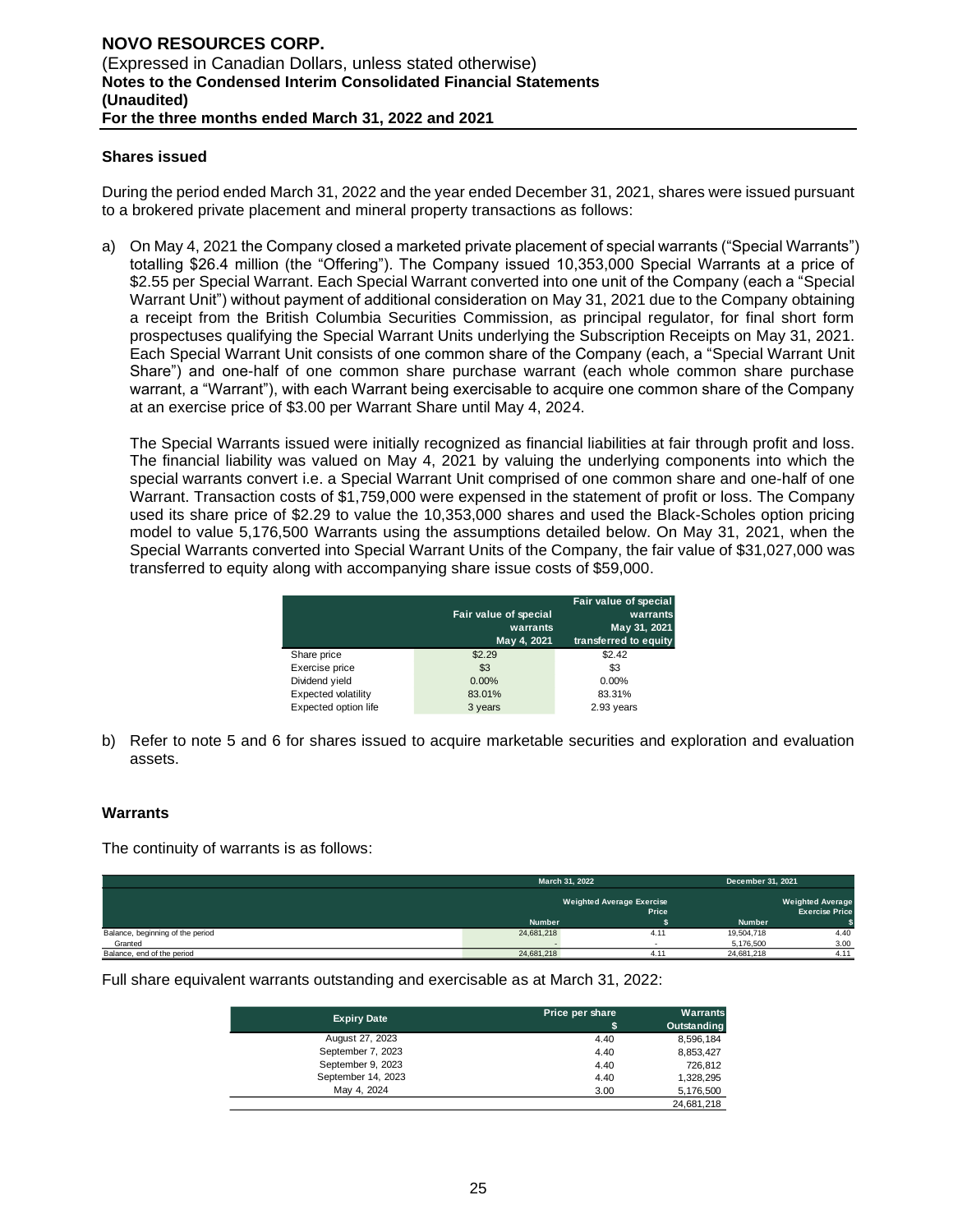### Shares issued

During the period ended March 31, 2022 and the year ended December 31, 2021, shares were issued pursuant to a brokered private placement and mineral property transactions as follows:

a) On May 4, 2021 the Company closed a marketed private placement of special warrants ("Special Warrants") totalling $26.4 million (the "Offering"). The Company issued 10,353,000 Special Warrants at a price of $2.55 per Special Warrant. Each Special Warrant converted into one unit of the Company (each a "Special Warrant Unit") without payment of additional consideration on May 31, 2021 due to the Company obtaining a receipt from the British Columbia Securities Commission, as principal regulator, for final short form prospectuses qualifying the Special Warrant Units underlying the Subscription Receipts on May 31, 2021. Each Special Warrant Unit consists of one common share of the Company (each, a "Special Warrant Unit Share") and one-half of one common share purchase warrant (each whole common share purchase warrant, a "Warrant"), with each Warrant being exercisable to acquire one common share of the Company at an exercise price of $3.00 per Warrant Share until May 4, 2024.

   The Special Warrants issued were initially recognized as financial liabilities at fair through profit and loss. The financial liability was valued on May 4, 2021 by valuing the underlying components into which the special warrants convert i.e. a Special Warrant Unit comprised of one common share and one-half of one Warrant. Transaction costs of $1,759,000 were expensed in the statement of profit or loss. The Company used its share price of $2.29 to value the 10,353,000 shares and used the Black-Scholes option pricing model to value 5,176,500 Warrants using the assumptions detailed below. On May 31, 2021, when the Special Warrants converted into Special Warrant Units of the Company, the fair value of $31,027,000 was transferred to equity along with accompanying share issue costs of $59,000.

| | Fair value of special warrants May 4, 2021 | Fair value of special warrants May 31, 2021 transferred to equity |
|---|---|---|
| Share price | $2.29 | $2.42 |
| Exercise price | $3 | $3 |
| Dividend yield | 0.00% | 0.00% |
| Expected volatility | 83.01% | 83.31% |
| Expected option life | 3 years | 2.93 years |

b) Refer to note 5 and 6 for shares issued to acquire marketable securities and exploration and evaluation assets.

### Warrants

The continuity of warrants is as follows:

| | March 31, 2022 | | December 31, 2021 | |
|---|---|---|---|---|
| | Number | Weighted Average Exercise Price $ | Number | Weighted Average Exercise Price $ |
| Balance, beginning of the period | 24,681,218 | 4.11 | 19,504,718 | 4.40 |
| Granted | - | - | 5,176,500 | 3.00 |
| Balance, end of the period | 24,681,218 | 4.11 | 24,681,218 | 4.11 |

Full share equivalent warrants outstanding and exercisable as at March 31, 2022:

| Expiry Date | Price per share $ | Warrants Outstanding |
|---|---|---|
| August 27, 2023 | 4.40 | 8,596,184 |
| September 7, 2023 | 4.40 | 8,853,427 |
| September 9, 2023 | 4.40 | 726,812 |
| September 14, 2023 | 4.40 | 1,328,295 |
| May 4, 2024 | 3.00 | 5,176,500 |
| | | 24,681,218 |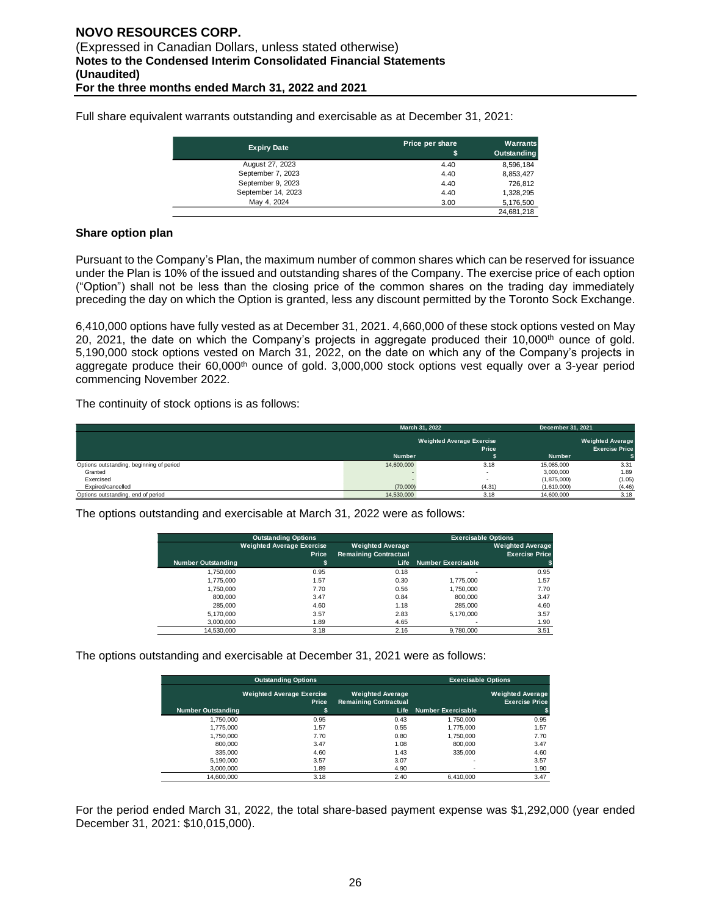Full share equivalent warrants outstanding and exercisable as at December 31, 2021:

| Expiry Date | Price per share $ | Warrants Outstanding |
|---|---|---|
| August 27, 2023 | 4.40 | 8,596,184 |
| September 7, 2023 | 4.40 | 8,853,427 |
| September 9, 2023 | 4.40 | 726,812 |
| September 14, 2023 | 4.40 | 1,328,295 |
| May 4, 2024 | 3.00 | 5,176,500 |
| | | 24,681,218 |

### Share option plan

Pursuant to the Company's Plan, the maximum number of common shares which can be reserved for issuance under the Plan is 10% of the issued and outstanding shares of the Company. The exercise price of each option ("Option") shall not be less than the closing price of the common shares on the trading day immediately preceding the day on which the Option is granted, less any discount permitted by the Toronto Sock Exchange.

6,410,000 options have fully vested as at December 31, 2021. 4,660,000 of these stock options vested on May 20, 2021, the date on which the Company's projects in aggregate produced their 10,000th ounce of gold. 5,190,000 stock options vested on March 31, 2022, on the date on which any of the Company's projects in aggregate produce their 60,000th ounce of gold. 3,000,000 stock options vest equally over a 3-year period commencing November 2022.

The continuity of stock options is as follows:

| | March 31, 2022 | | December 31, 2021 | |
|---|---|---|---|---|
| | Number | Weighted Average Exercise Price $ | Number | Weighted Average Exercise Price $ |
| Options outstanding, beginning of period | 14,600,000 | 3.18 | 15,085,000 | 3.31 |
| Granted | - | - | 3,000,000 | 1.89 |
| Exercised | - | - | (1,875,000) | (1.05) |
| Expired/cancelled | (70,000) | (4.31) | (1,610,000) | (4.46) |
| Options outstanding, end of period | 14,530,000 | 3.18 | 14,600,000 | 3.18 |

The options outstanding and exercisable at March 31, 2022 were as follows:

| Outstanding Options | | | Exercisable Options | |
|---|---|---|---|---|
| Number Outstanding | Weighted Average Exercise Price $ | Weighted Average Remaining Contractual Life | Number Exercisable | Weighted Average Exercise Price $ |
| 1,750,000 | 0.95 | 0.18 | - | 0.95 |
| 1,775,000 | 1.57 | 0.30 | 1,775,000 | 1.57 |
| 1,750,000 | 7.70 | 0.56 | 1,750,000 | 7.70 |
| 800,000 | 3.47 | 0.84 | 800,000 | 3.47 |
| 285,000 | 4.60 | 1.18 | 285,000 | 4.60 |
| 5,170,000 | 3.57 | 2.83 | 5,170,000 | 3.57 |
| 3,000,000 | 1.89 | 4.65 | - | 1.90 |
| 14,530,000 | 3.18 | 2.16 | 9,780,000 | 3.51 |

The options outstanding and exercisable at December 31, 2021 were as follows:

| Outstanding Options | | | Exercisable Options | |
|---|---|---|---|---|
| Number Outstanding | Weighted Average Exercise Price $ | Weighted Average Remaining Contractual Life | Number Exercisable | Weighted Average Exercise Price $ |
| 1,750,000 | 0.95 | 0.43 | 1,750,000 | 0.95 |
| 1,775,000 | 1.57 | 0.55 | 1,775,000 | 1.57 |
| 1,750,000 | 7.70 | 0.80 | 1,750,000 | 7.70 |
| 800,000 | 3.47 | 1.08 | 800,000 | 3.47 |
| 335,000 | 4.60 | 1.43 | 335,000 | 4.60 |
| 5,190,000 | 3.57 | 3.07 | - | 3.57 |
| 3,000,000 | 1.89 | 4.90 | - | 1.90 |
| 14,600,000 | 3.18 | 2.40 | 6,410,000 | 3.47 |

For the period ended March 31, 2022, the total share-based payment expense was $1,292,000 (year ended December 31, 2021: $10,015,000).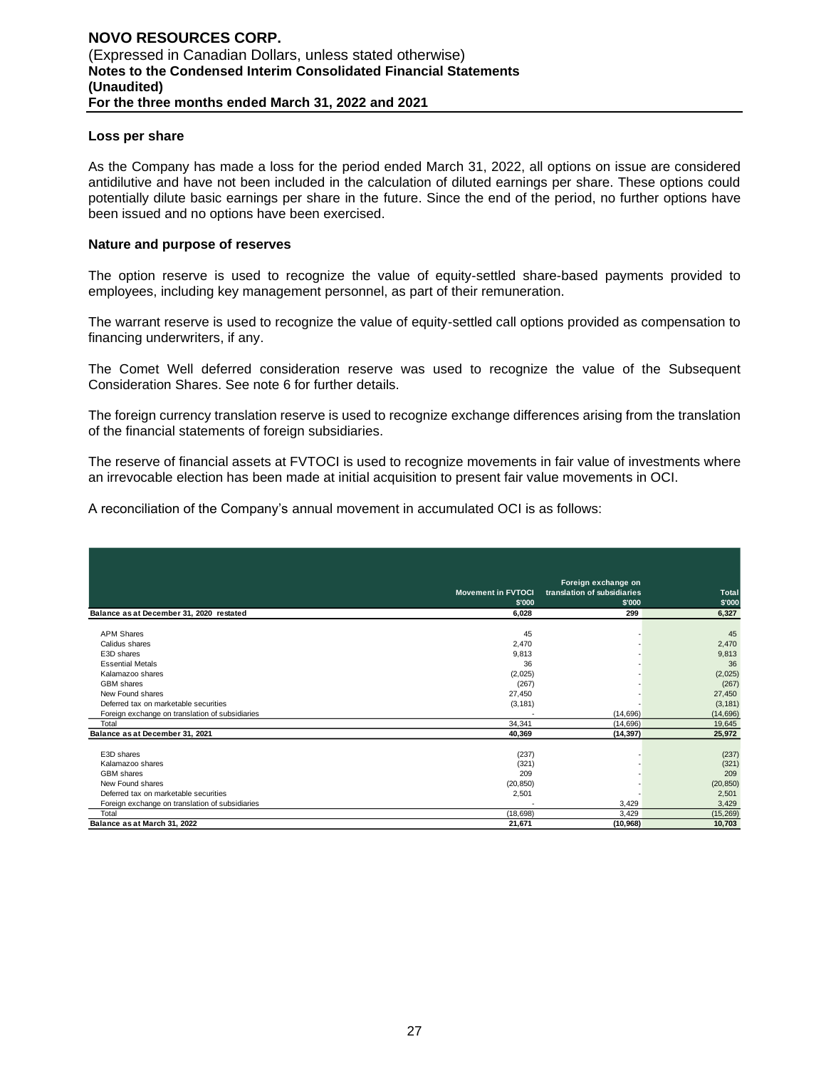### Loss per share

As the Company has made a loss for the period ended March 31, 2022, all options on issue are considered antidilutive and have not been included in the calculation of diluted earnings per share. These options could potentially dilute basic earnings per share in the future. Since the end of the period, no further options have been issued and no options have been exercised.

### Nature and purpose of reserves

The option reserve is used to recognize the value of equity-settled share-based payments provided to employees, including key management personnel, as part of their remuneration.

The warrant reserve is used to recognize the value of equity-settled call options provided as compensation to financing underwriters, if any.

The Comet Well deferred consideration reserve was used to recognize the value of the Subsequent Consideration Shares. See note 6 for further details.

The foreign currency translation reserve is used to recognize exchange differences arising from the translation of the financial statements of foreign subsidiaries.

The reserve of financial assets at FVTOCI is used to recognize movements in fair value of investments where an irrevocable election has been made at initial acquisition to present fair value movements in OCI.

A reconciliation of the Company's annual movement in accumulated OCI is as follows:

| | Movement in FVTOCI $'000 | Foreign exchange on translation of subsidiaries $'000 | Total $'000 |
|---|---|---|---|
| **Balance as at December 31, 2020 restated** | **6,028** | **299** | **6,327** |
| APM Shares | 45 | - | 45 |
| Calidus shares | 2,470 | - | 2,470 |
| E3D shares | 9,813 | - | 9,813 |
| Essential Metals | 36 | - | 36 |
| Kalamazoo shares | (2,025) | - | (2,025) |
| GBM shares | (267) | - | (267) |
| New Found shares | 27,450 | - | 27,450 |
| Deferred tax on marketable securities | (3,181) | - | (3,181) |
| Foreign exchange on translation of subsidiaries | - | (14,696) | (14,696) |
| Total | 34,341 | (14,696) | 19,645 |
| **Balance as at December 31, 2021** | **40,369** | **(14,397)** | **25,972** |
| E3D shares | (237) | - | (237) |
| Kalamazoo shares | (321) | - | (321) |
| GBM shares | 209 | - | 209 |
| New Found shares | (20,850) | - | (20,850) |
| Deferred tax on marketable securities | 2,501 | - | 2,501 |
| Foreign exchange on translation of subsidiaries | - | 3,429 | 3,429 |
| Total | (18,698) | 3,429 | (15,269) |
| **Balance as at March 31, 2022** | **21,671** | **(10,968)** | **10,703** |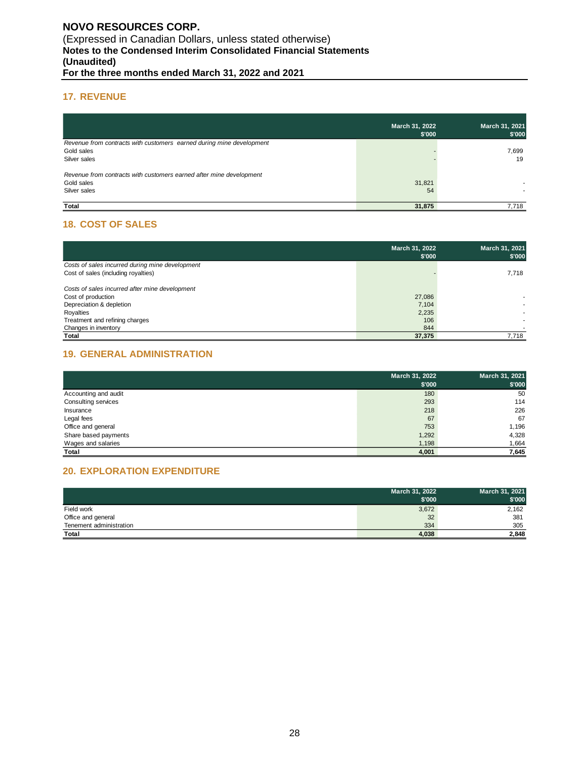## 17. REVENUE

| | March 31, 2022 $'000 | March 31, 2021 $'000 |
|---|---|---|
| *Revenue from contracts with customers earned during mine development* | | |
| Gold sales | - | 7,699 |
| Silver sales | - | 19 |
| | | |
| *Revenue from contracts with customers earned after mine development* | | |
| Gold sales | 31,821 | - |
| Silver sales | 54 | - |
| | | |
| **Total** | **31,875** | 7,718 |

## 18. COST OF SALES

| | March 31, 2022 $'000 | March 31, 2021 $'000 |
|---|---|---|
| *Costs of sales incurred during mine development* | | |
| Cost of sales (including royalties) | - | 7,718 |
| | | |
| *Costs of sales incurred after mine development* | | |
| Cost of production | 27,086 | - |
| Depreciation & depletion | 7,104 | - |
| Royalties | 2,235 | - |
| Treatment and refining charges | 106 | - |
| Changes in inventory | 844 | - |
| **Total** | **37,375** | 7,718 |

## 19. GENERAL ADMINISTRATION

| | March 31, 2022 $'000 | March 31, 2021 $'000 |
|---|---|---|
| Accounting and audit | 180 | 50 |
| Consulting services | 293 | 114 |
| Insurance | 218 | 226 |
| Legal fees | 67 | 67 |
| Office and general | 753 | 1,196 |
| Share based payments | 1,292 | 4,328 |
| Wages and salaries | 1,198 | 1,664 |
| **Total** | **4,001** | **7,645** |

## 20. EXPLORATION EXPENDITURE

| | March 31, 2022 $'000 | March 31, 2021 $'000 |
|---|---|---|
| Field work | 3,672 | 2,162 |
| Office and general | 32 | 381 |
| Tenement administration | 334 | 305 |
| **Total** | **4,038** | **2,848** |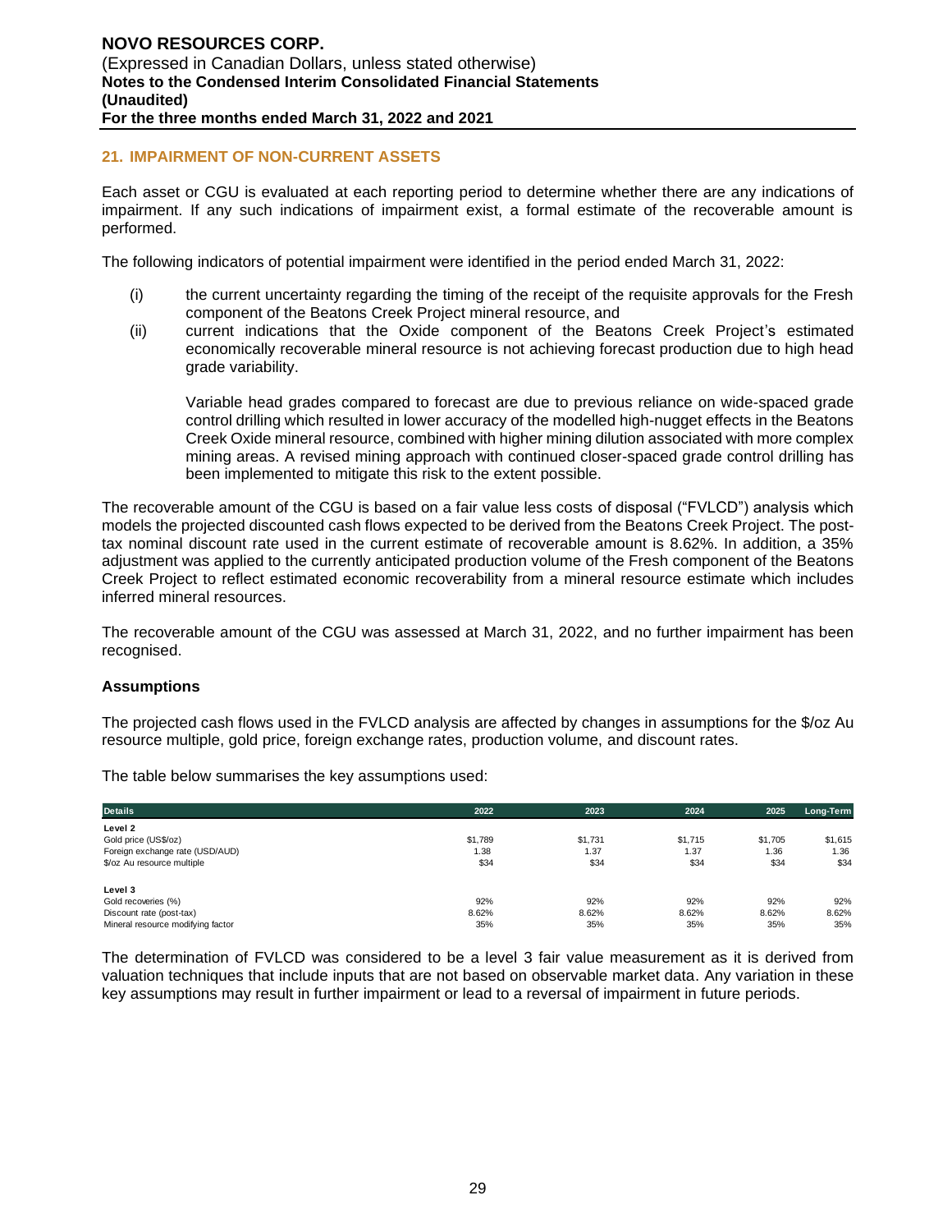## 21. IMPAIRMENT OF NON-CURRENT ASSETS

Each asset or CGU is evaluated at each reporting period to determine whether there are any indications of impairment. If any such indications of impairment exist, a formal estimate of the recoverable amount is performed.

The following indicators of potential impairment were identified in the period ended March 31, 2022:

(i) the current uncertainty regarding the timing of the receipt of the requisite approvals for the Fresh component of the Beatons Creek Project mineral resource, and

(ii) current indications that the Oxide component of the Beatons Creek Project's estimated economically recoverable mineral resource is not achieving forecast production due to high head grade variability.

Variable head grades compared to forecast are due to previous reliance on wide-spaced grade control drilling which resulted in lower accuracy of the modelled high-nugget effects in the Beatons Creek Oxide mineral resource, combined with higher mining dilution associated with more complex mining areas. A revised mining approach with continued closer-spaced grade control drilling has been implemented to mitigate this risk to the extent possible.

The recoverable amount of the CGU is based on a fair value less costs of disposal ("FVLCD") analysis which models the projected discounted cash flows expected to be derived from the Beatons Creek Project. The post-tax nominal discount rate used in the current estimate of recoverable amount is 8.62%. In addition, a 35% adjustment was applied to the currently anticipated production volume of the Fresh component of the Beatons Creek Project to reflect estimated economic recoverability from a mineral resource estimate which includes inferred mineral resources.

The recoverable amount of the CGU was assessed at March 31, 2022, and no further impairment has been recognised.

### Assumptions

The projected cash flows used in the FVLCD analysis are affected by changes in assumptions for the $/oz Au resource multiple, gold price, foreign exchange rates, production volume, and discount rates.

The table below summarises the key assumptions used:

| Details | 2022 | 2023 | 2024 | 2025 | Long-Term |
|---|---|---|---|---|---|
| **Level 2** | | | | | |
| Gold price (US$/oz) | $1,789 | $1,731 | $1,715 | $1,705 | $1,615 |
| Foreign exchange rate (USD/AUD) | 1.38 | 1.37 | 1.37 | 1.36 | 1.36 |
| $/oz Au resource multiple | $34 | $34 | $34 | $34 | $34 |
| **Level 3** | | | | | |
| Gold recoveries (%) | 92% | 92% | 92% | 92% | 92% |
| Discount rate (post-tax) | 8.62% | 8.62% | 8.62% | 8.62% | 8.62% |
| Mineral resource modifying factor | 35% | 35% | 35% | 35% | 35% |

The determination of FVLCD was considered to be a level 3 fair value measurement as it is derived from valuation techniques that include inputs that are not based on observable market data. Any variation in these key assumptions may result in further impairment or lead to a reversal of impairment in future periods.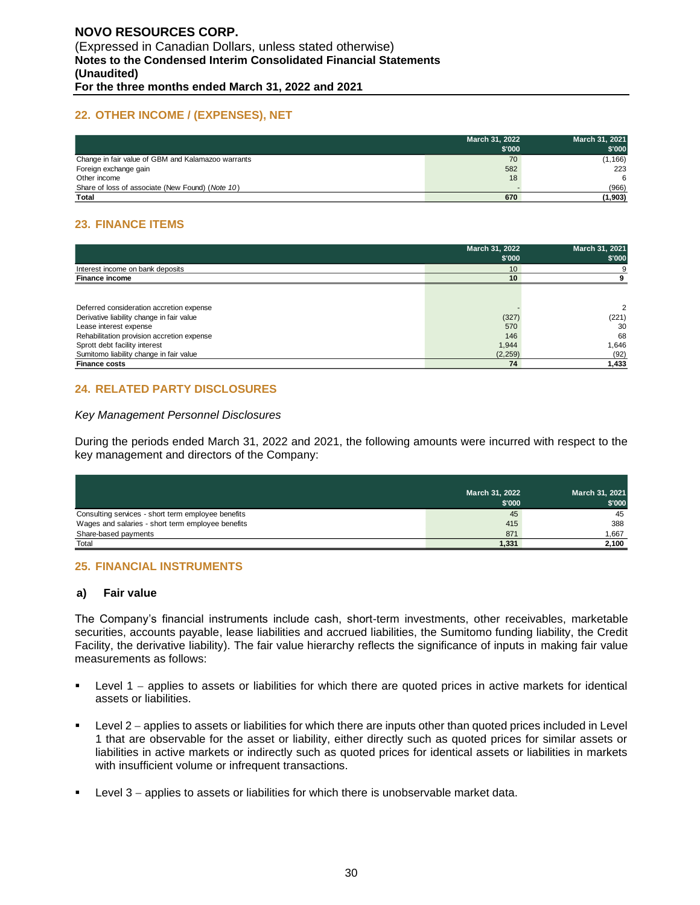## 22. OTHER INCOME / (EXPENSES), NET

| | March 31, 2022<br>$'000 | March 31, 2021<br>$'000 |
|---|---|---|
| Change in fair value of GBM and Kalamazoo warrants | 70 | (1,166) |
| Foreign exchange gain | 582 | 223 |
| Other income | 18 | 6 |
| Share of loss of associate (New Found) (*Note 10*) | - | (966) |
| **Total** | **670** | **(1,903)** |

## 23. FINANCE ITEMS

| | March 31, 2022<br>$'000 | March 31, 2021<br>$'000 |
|---|---|---|
| Interest income on bank deposits | 10 | 9 |
| **Finance income** | **10** | **9** |
| | | |
| Deferred consideration accretion expense | - | 2 |
| Derivative liability change in fair value | (327) | (221) |
| Lease interest expense | 570 | 30 |
| Rehabilitation provision accretion expense | 146 | 68 |
| Sprott debt facility interest | 1,944 | 1,646 |
| Sumitomo liability change in fair value | (2,259) | (92) |
| **Finance costs** | **74** | **1,433** |

## 24. RELATED PARTY DISCLOSURES

*Key Management Personnel Disclosures*

During the periods ended March 31, 2022 and 2021, the following amounts were incurred with respect to the key management and directors of the Company:

| | March 31, 2022<br>$'000 | March 31, 2021<br>$'000 |
|---|---|---|
| Consulting services - short term employee benefits | 45 | 45 |
| Wages and salaries - short term employee benefits | 415 | 388 |
| Share-based payments | 871 | 1,667 |
| Total | **1,331** | **2,100** |

## 25. FINANCIAL INSTRUMENTS

### a) Fair value

The Company's financial instruments include cash, short-term investments, other receivables, marketable securities, accounts payable, lease liabilities and accrued liabilities, the Sumitomo funding liability, the Credit Facility, the derivative liability). The fair value hierarchy reflects the significance of inputs in making fair value measurements as follows:

- Level 1 – applies to assets or liabilities for which there are quoted prices in active markets for identical assets or liabilities.
- Level 2 – applies to assets or liabilities for which there are inputs other than quoted prices included in Level 1 that are observable for the asset or liability, either directly such as quoted prices for similar assets or liabilities in active markets or indirectly such as quoted prices for identical assets or liabilities in markets with insufficient volume or infrequent transactions.
- Level 3 – applies to assets or liabilities for which there is unobservable market data.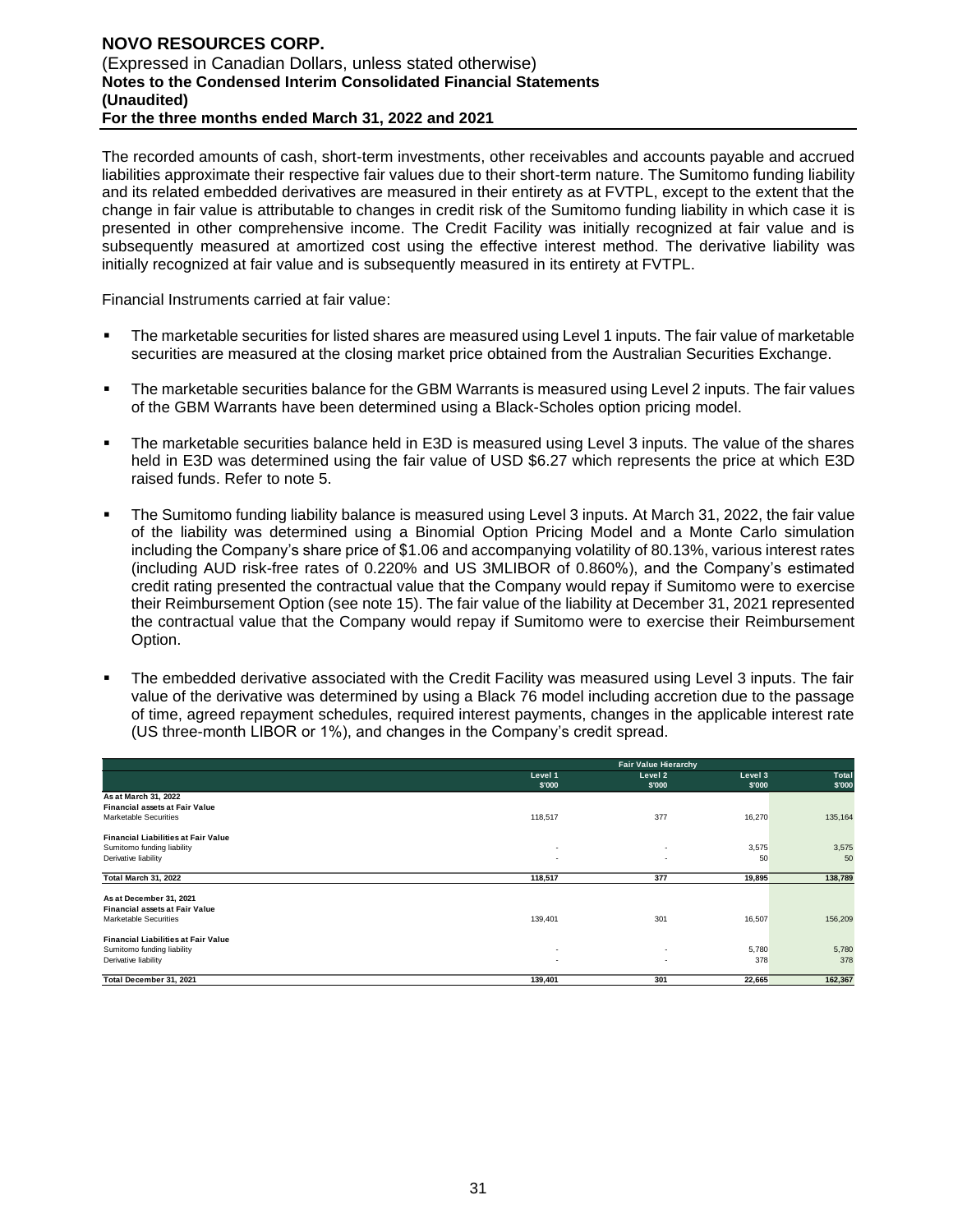The recorded amounts of cash, short-term investments, other receivables and accounts payable and accrued liabilities approximate their respective fair values due to their short-term nature. The Sumitomo funding liability and its related embedded derivatives are measured in their entirety as at FVTPL, except to the extent that the change in fair value is attributable to changes in credit risk of the Sumitomo funding liability in which case it is presented in other comprehensive income. The Credit Facility was initially recognized at fair value and is subsequently measured at amortized cost using the effective interest method. The derivative liability was initially recognized at fair value and is subsequently measured in its entirety at FVTPL.

Financial Instruments carried at fair value:

- The marketable securities for listed shares are measured using Level 1 inputs. The fair value of marketable securities are measured at the closing market price obtained from the Australian Securities Exchange.
- The marketable securities balance for the GBM Warrants is measured using Level 2 inputs. The fair values of the GBM Warrants have been determined using a Black-Scholes option pricing model.
- The marketable securities balance held in E3D is measured using Level 3 inputs. The value of the shares held in E3D was determined using the fair value of USD $6.27 which represents the price at which E3D raised funds. Refer to note 5.
- The Sumitomo funding liability balance is measured using Level 3 inputs. At March 31, 2022, the fair value of the liability was determined using a Binomial Option Pricing Model and a Monte Carlo simulation including the Company's share price of $1.06 and accompanying volatility of 80.13%, various interest rates (including AUD risk-free rates of 0.220% and US 3MLIBOR of 0.860%), and the Company's estimated credit rating presented the contractual value that the Company would repay if Sumitomo were to exercise their Reimbursement Option (see note 15). The fair value of the liability at December 31, 2021 represented the contractual value that the Company would repay if Sumitomo were to exercise their Reimbursement Option.
- The embedded derivative associated with the Credit Facility was measured using Level 3 inputs. The fair value of the derivative was determined by using a Black 76 model including accretion due to the passage of time, agreed repayment schedules, required interest payments, changes in the applicable interest rate (US three-month LIBOR or 1%), and changes in the Company's credit spread.

| | Fair Value Hierarchy | | | |
|---|---|---|---|---|
| | Level 1<br>$'000 | Level 2<br>$'000 | Level 3<br>$'000 | Total<br>$'000 |
| **As at March 31, 2022** | | | | |
| **Financial assets at Fair Value** | | | | |
| Marketable Securities | 118,517 | 377 | 16,270 | 135,164 |
| **Financial Liabilities at Fair Value** | | | | |
| Sumitomo funding liability | - | - | 3,575 | 3,575 |
| Derivative liability | - | - | 50 | 50 |
| **Total March 31, 2022** | **118,517** | **377** | **19,895** | **138,789** |
| **As at December 31, 2021** | | | | |
| **Financial assets at Fair Value** | | | | |
| Marketable Securities | 139,401 | 301 | 16,507 | 156,209 |
| **Financial Liabilities at Fair Value** | | | | |
| Sumitomo funding liability | - | - | 5,780 | 5,780 |
| Derivative liability | - | - | 378 | 378 |
| **Total December 31, 2021** | **139,401** | **301** | **22,665** | **162,367** |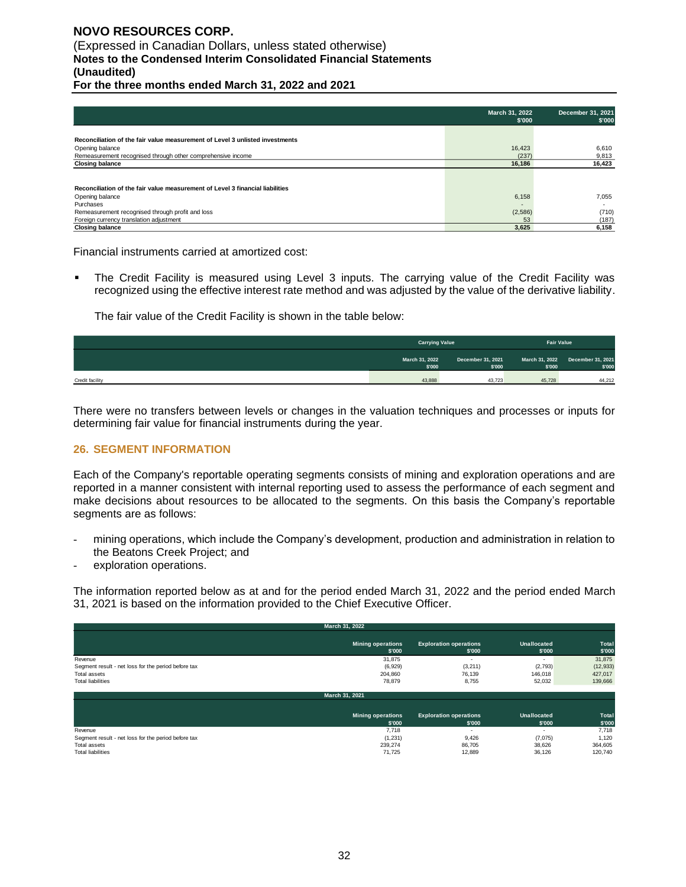| | March 31, 2022 $'000 | December 31, 2021 $'000 |
|---|---|---|
| **Reconciliation of the fair value measurement of Level 3 unlisted investments** | | |
| Opening balance | 16,423 | 6,610 |
| Remeasurement recognised through other comprehensive income | (237) | 9,813 |
| **Closing balance** | **16,186** | **16,423** |
| | | |
| **Reconciliation of the fair value measurement of Level 3 financial liabilities** | | |
| Opening balance | 6,158 | 7,055 |
| Purchases | - | - |
| Remeasurement recognised through profit and loss | (2,586) | (710) |
| Foreign currency translation adjustment | 53 | (187) |
| **Closing balance** | **3,625** | **6,158** |

Financial instruments carried at amortized cost:

- The Credit Facility is measured using Level 3 inputs. The carrying value of the Credit Facility was recognized using the effective interest rate method and was adjusted by the value of the derivative liability.

  The fair value of the Credit Facility is shown in the table below:

| | Carrying Value | | Fair Value | |
|---|---|---|---|---|
| | March 31, 2022 $'000 | December 31, 2021 $'000 | March 31, 2022 $'000 | December 31, 2021 $'000 |
| Credit facility | 43,888 | 43,723 | 45,728 | 44,212 |

There were no transfers between levels or changes in the valuation techniques and processes or inputs for determining fair value for financial instruments during the year.

## 26. SEGMENT INFORMATION

Each of the Company's reportable operating segments consists of mining and exploration operations and are reported in a manner consistent with internal reporting used to assess the performance of each segment and make decisions about resources to be allocated to the segments. On this basis the Company's reportable segments are as follows:

- mining operations, which include the Company's development, production and administration in relation to the Beatons Creek Project; and
- exploration operations.

The information reported below as at and for the period ended March 31, 2022 and the period ended March 31, 2021 is based on the information provided to the Chief Executive Officer.

| March 31, 2022 | Mining operations $'000 | Exploration operations $'000 | Unallocated $'000 | Total $'000 |
|---|---|---|---|---|
| Revenue | 31,875 | - | - | 31,875 |
| Segment result - net loss for the period before tax | (6,929) | (3,211) | (2,793) | (12,933) |
| Total assets | 204,860 | 76,139 | 146,018 | 427,017 |
| Total liabilities | 78,879 | 8,755 | 52,032 | 139,666 |

| March 31, 2021 | Mining operations $'000 | Exploration operations $'000 | Unallocated $'000 | Total $'000 |
|---|---|---|---|---|
| Revenue | 7,718 | - | - | 7,718 |
| Segment result - net loss for the period before tax | (1,231) | 9,426 | (7,075) | 1,120 |
| Total assets | 239,274 | 86,705 | 38,626 | 364,605 |
| Total liabilities | 71,725 | 12,889 | 36,126 | 120,740 |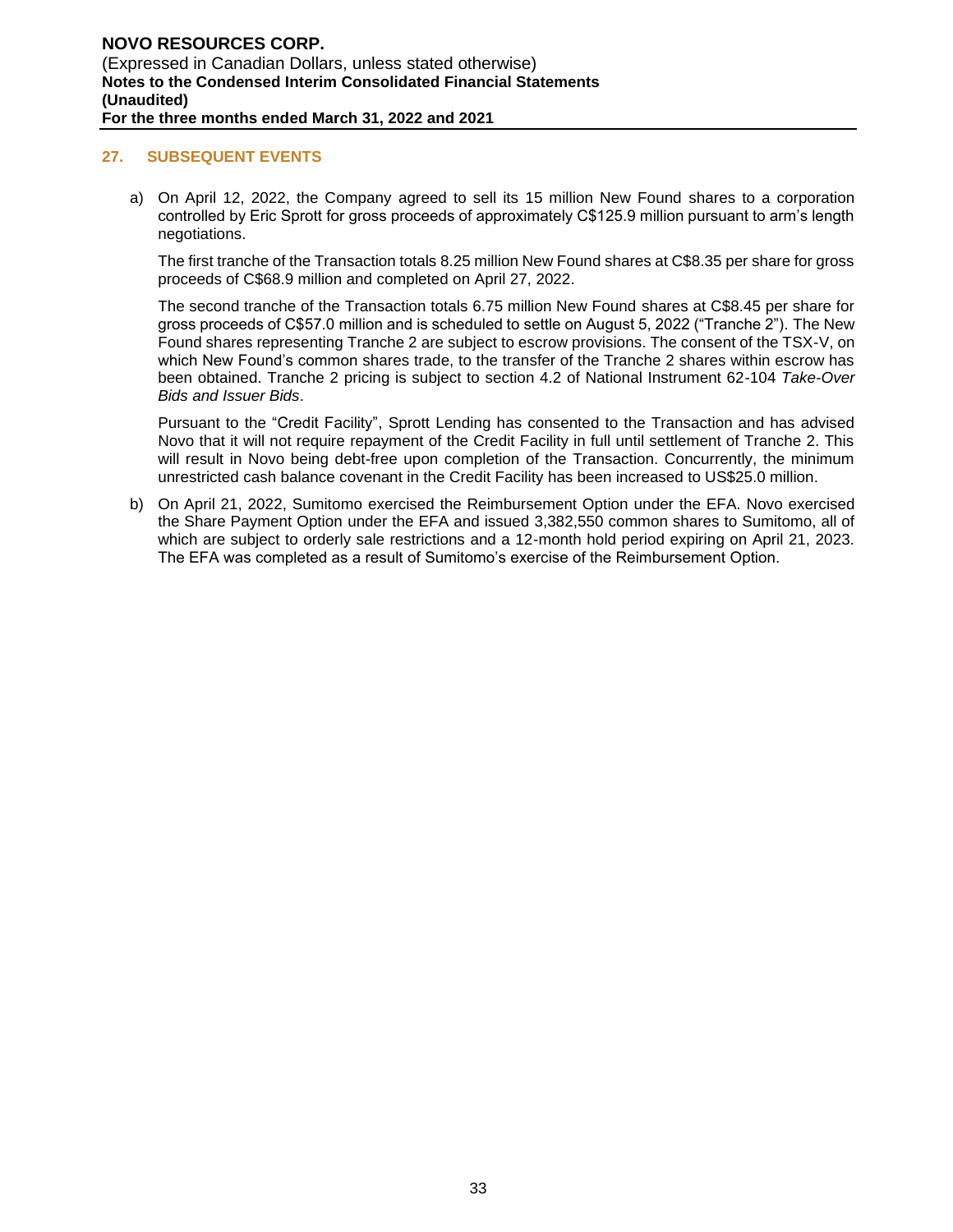## 27. SUBSEQUENT EVENTS

a) On April 12, 2022, the Company agreed to sell its 15 million New Found shares to a corporation controlled by Eric Sprott for gross proceeds of approximately C$125.9 million pursuant to arm's length negotiations.

   The first tranche of the Transaction totals 8.25 million New Found shares at C$8.35 per share for gross proceeds of C$68.9 million and completed on April 27, 2022.

   The second tranche of the Transaction totals 6.75 million New Found shares at C$8.45 per share for gross proceeds of C$57.0 million and is scheduled to settle on August 5, 2022 ("Tranche 2"). The New Found shares representing Tranche 2 are subject to escrow provisions. The consent of the TSX-V, on which New Found's common shares trade, to the transfer of the Tranche 2 shares within escrow has been obtained. Tranche 2 pricing is subject to section 4.2 of National Instrument 62-104 *Take-Over Bids and Issuer Bids*.

   Pursuant to the "Credit Facility", Sprott Lending has consented to the Transaction and has advised Novo that it will not require repayment of the Credit Facility in full until settlement of Tranche 2. This will result in Novo being debt-free upon completion of the Transaction. Concurrently, the minimum unrestricted cash balance covenant in the Credit Facility has been increased to US$25.0 million.

b) On April 21, 2022, Sumitomo exercised the Reimbursement Option under the EFA. Novo exercised the Share Payment Option under the EFA and issued 3,382,550 common shares to Sumitomo, all of which are subject to orderly sale restrictions and a 12-month hold period expiring on April 21, 2023. The EFA was completed as a result of Sumitomo's exercise of the Reimbursement Option.